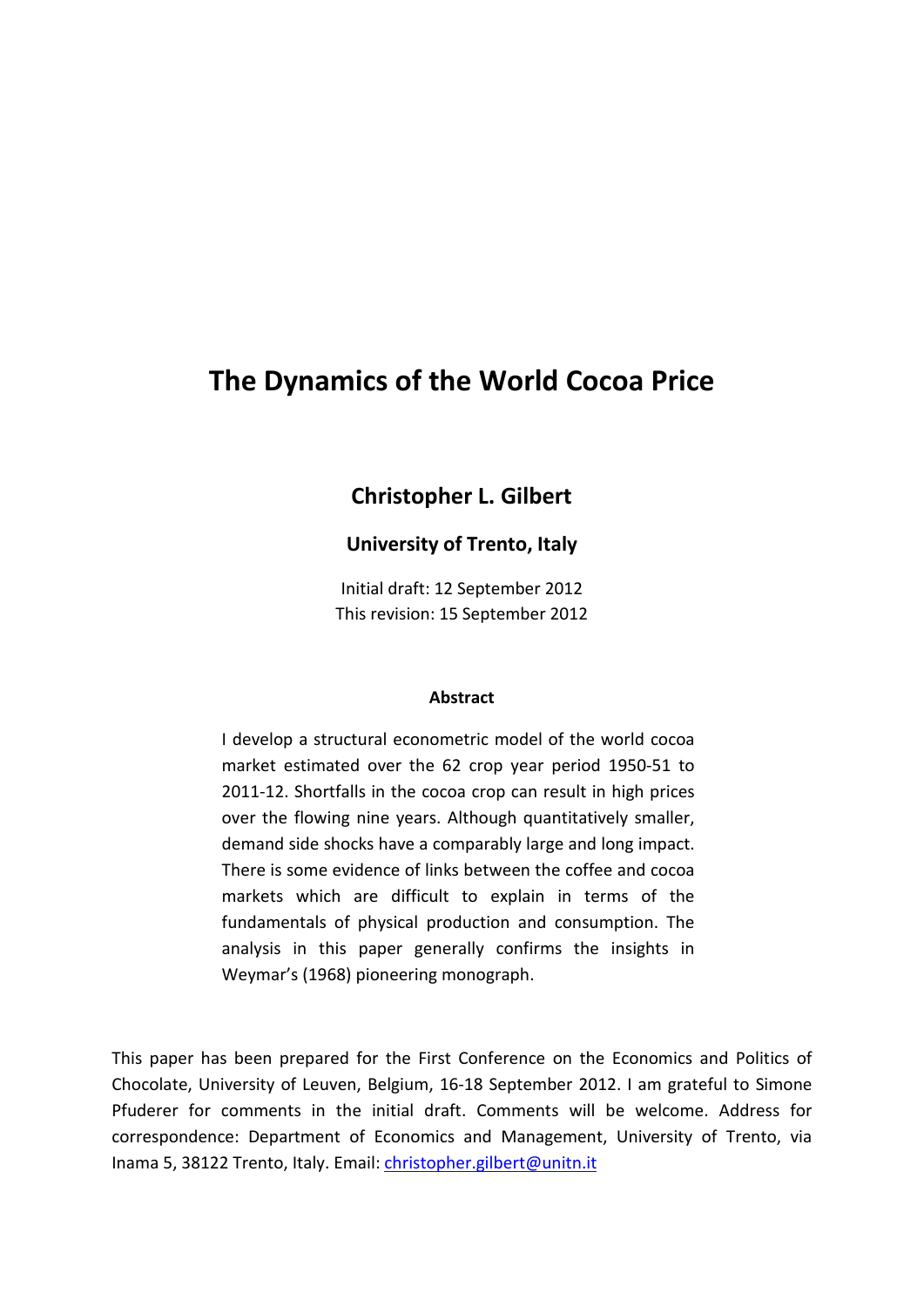# The Dynamics of the World Cocoa Price

**Christopher L. Gilbert**

**University of Trento, Italy**

Initial draft: 12 September 2012
This revision: 15 September 2012

**Abstract**

I develop a structural econometric model of the world cocoa market estimated over the 62 crop year period 1950-51 to 2011-12. Shortfalls in the cocoa crop can result in high prices over the flowing nine years. Although quantitatively smaller, demand side shocks have a comparably large and long impact. There is some evidence of links between the coffee and cocoa markets which are difficult to explain in terms of the fundamentals of physical production and consumption. The analysis in this paper generally confirms the insights in Weymar's (1968) pioneering monograph.

This paper has been prepared for the First Conference on the Economics and Politics of Chocolate, University of Leuven, Belgium, 16-18 September 2012. I am grateful to Simone Pfuderer for comments in the initial draft. Comments will be welcome. Address for correspondence: Department of Economics and Management, University of Trento, via Inama 5, 38122 Trento, Italy. Email: christopher.gilbert@unitn.it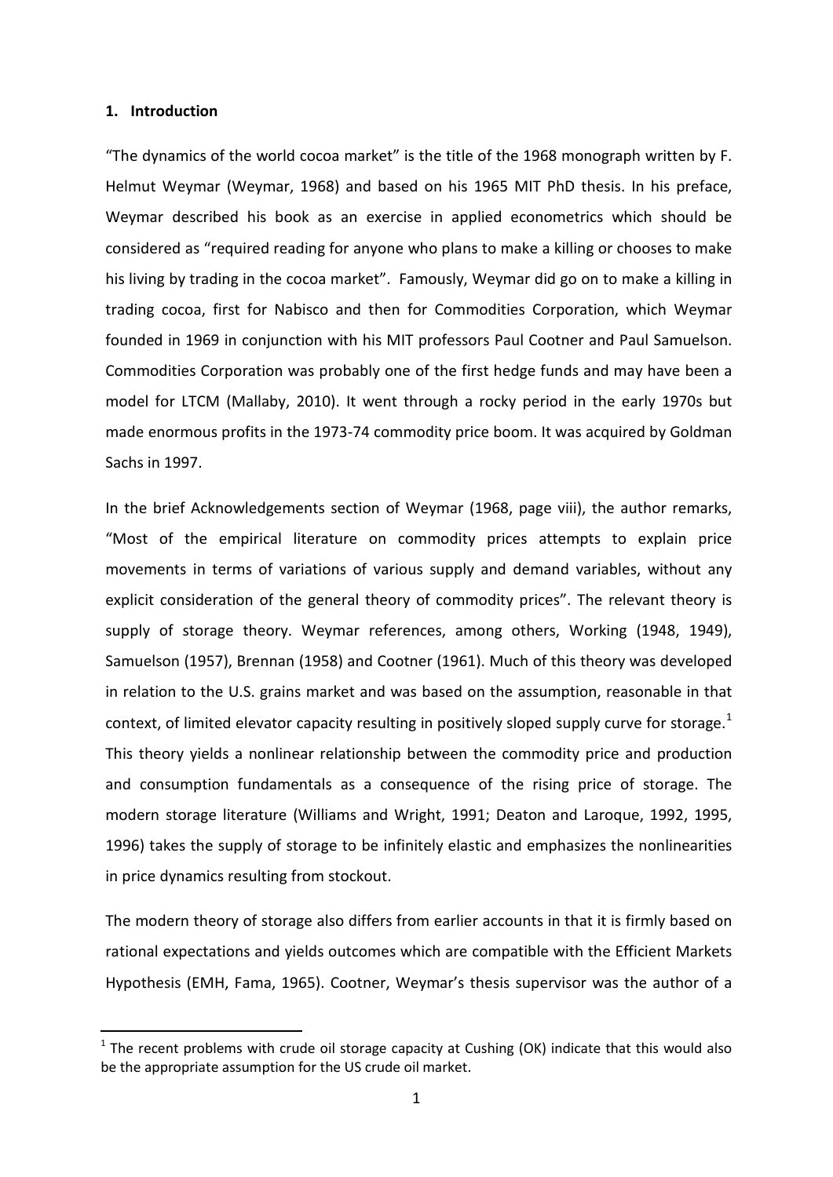## 1. Introduction

"The dynamics of the world cocoa market" is the title of the 1968 monograph written by F. Helmut Weymar (Weymar, 1968) and based on his 1965 MIT PhD thesis. In his preface, Weymar described his book as an exercise in applied econometrics which should be considered as "required reading for anyone who plans to make a killing or chooses to make his living by trading in the cocoa market". Famously, Weymar did go on to make a killing in trading cocoa, first for Nabisco and then for Commodities Corporation, which Weymar founded in 1969 in conjunction with his MIT professors Paul Cootner and Paul Samuelson. Commodities Corporation was probably one of the first hedge funds and may have been a model for LTCM (Mallaby, 2010). It went through a rocky period in the early 1970s but made enormous profits in the 1973-74 commodity price boom. It was acquired by Goldman Sachs in 1997.

In the brief Acknowledgements section of Weymar (1968, page viii), the author remarks, "Most of the empirical literature on commodity prices attempts to explain price movements in terms of variations of various supply and demand variables, without any explicit consideration of the general theory of commodity prices". The relevant theory is supply of storage theory. Weymar references, among others, Working (1948, 1949), Samuelson (1957), Brennan (1958) and Cootner (1961). Much of this theory was developed in relation to the U.S. grains market and was based on the assumption, reasonable in that context, of limited elevator capacity resulting in positively sloped supply curve for storage.[1] This theory yields a nonlinear relationship between the commodity price and production and consumption fundamentals as a consequence of the rising price of storage. The modern storage literature (Williams and Wright, 1991; Deaton and Laroque, 1992, 1995, 1996) takes the supply of storage to be infinitely elastic and emphasizes the nonlinearities in price dynamics resulting from stockout.

The modern theory of storage also differs from earlier accounts in that it is firmly based on rational expectations and yields outcomes which are compatible with the Efficient Markets Hypothesis (EMH, Fama, 1965). Cootner, Weymar's thesis supervisor was the author of a

[1] The recent problems with crude oil storage capacity at Cushing (OK) indicate that this would also be the appropriate assumption for the US crude oil market.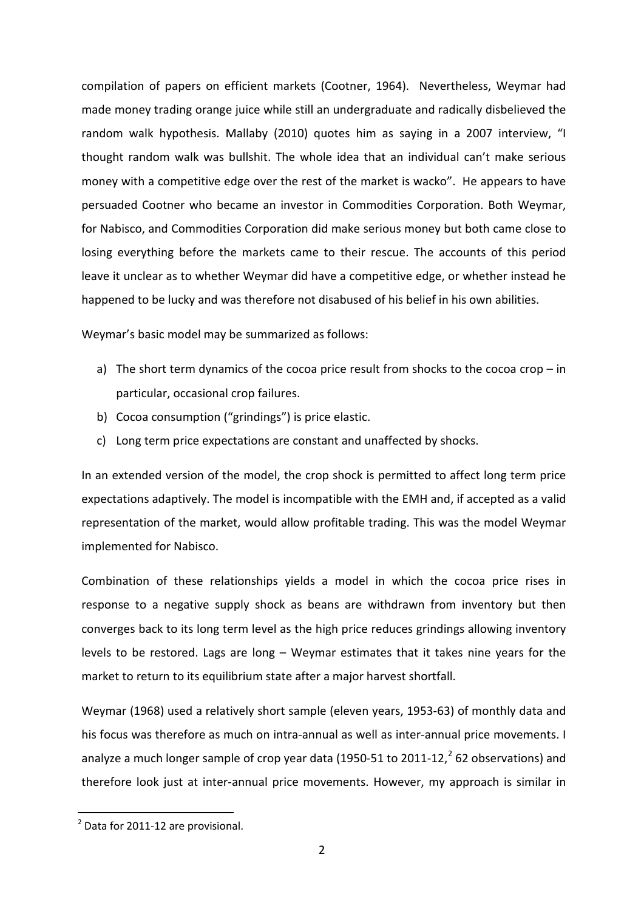compilation of papers on efficient markets (Cootner, 1964). Nevertheless, Weymar had made money trading orange juice while still an undergraduate and radically disbelieved the random walk hypothesis. Mallaby (2010) quotes him as saying in a 2007 interview, "I thought random walk was bullshit. The whole idea that an individual can't make serious money with a competitive edge over the rest of the market is wacko". He appears to have persuaded Cootner who became an investor in Commodities Corporation. Both Weymar, for Nabisco, and Commodities Corporation did make serious money but both came close to losing everything before the markets came to their rescue. The accounts of this period leave it unclear as to whether Weymar did have a competitive edge, or whether instead he happened to be lucky and was therefore not disabused of his belief in his own abilities.

Weymar's basic model may be summarized as follows:

a) The short term dynamics of the cocoa price result from shocks to the cocoa crop – in particular, occasional crop failures.
b) Cocoa consumption ("grindings") is price elastic.
c) Long term price expectations are constant and unaffected by shocks.

In an extended version of the model, the crop shock is permitted to affect long term price expectations adaptively. The model is incompatible with the EMH and, if accepted as a valid representation of the market, would allow profitable trading. This was the model Weymar implemented for Nabisco.

Combination of these relationships yields a model in which the cocoa price rises in response to a negative supply shock as beans are withdrawn from inventory but then converges back to its long term level as the high price reduces grindings allowing inventory levels to be restored. Lags are long – Weymar estimates that it takes nine years for the market to return to its equilibrium state after a major harvest shortfall.

Weymar (1968) used a relatively short sample (eleven years, 1953-63) of monthly data and his focus was therefore as much on intra-annual as well as inter-annual price movements. I analyze a much longer sample of crop year data (1950-51 to 2011-12,[2] 62 observations) and therefore look just at inter-annual price movements. However, my approach is similar in

[2] Data for 2011-12 are provisional.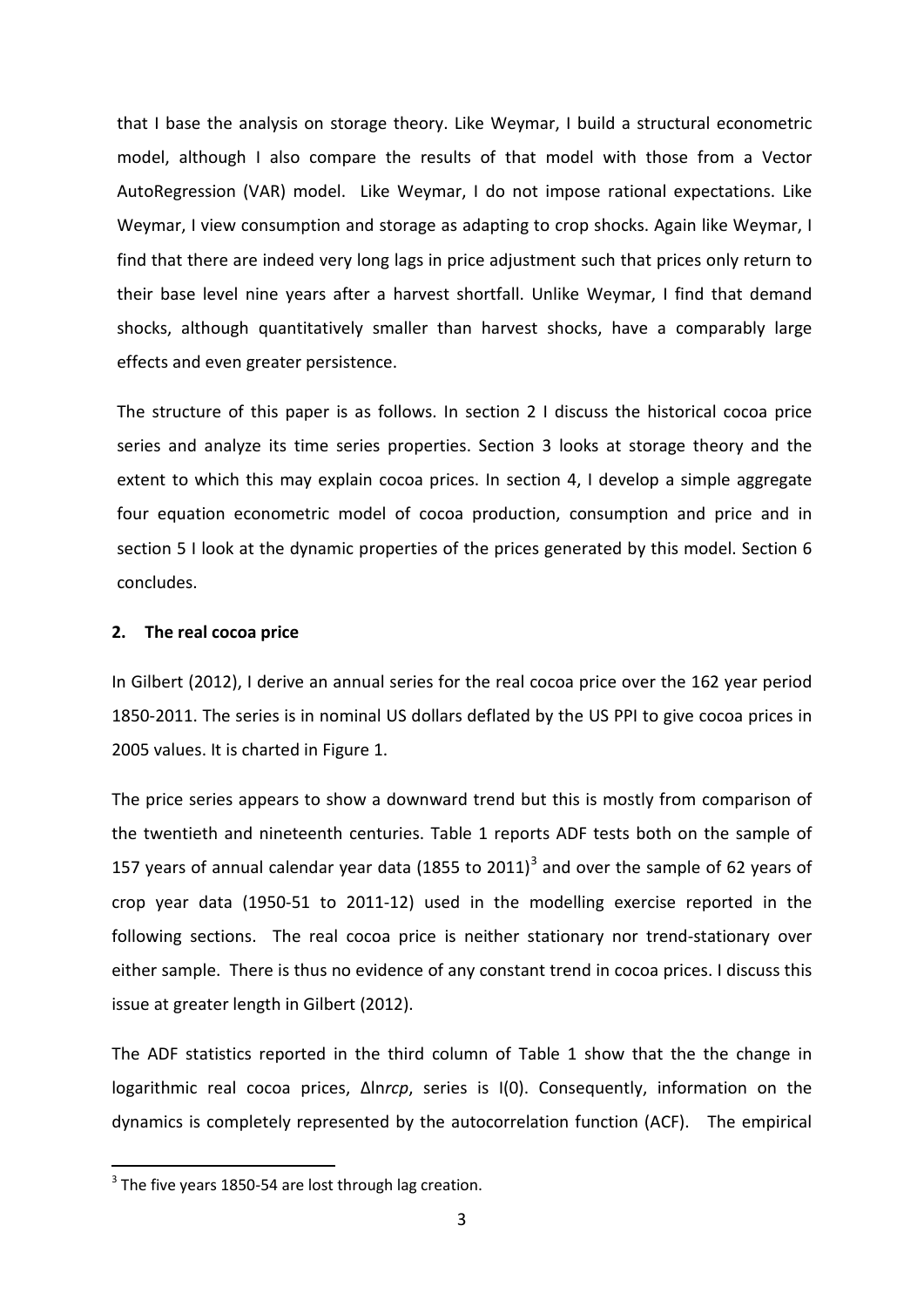that I base the analysis on storage theory. Like Weymar, I build a structural econometric model, although I also compare the results of that model with those from a Vector AutoRegression (VAR) model. Like Weymar, I do not impose rational expectations. Like Weymar, I view consumption and storage as adapting to crop shocks. Again like Weymar, I find that there are indeed very long lags in price adjustment such that prices only return to their base level nine years after a harvest shortfall. Unlike Weymar, I find that demand shocks, although quantitatively smaller than harvest shocks, have a comparably large effects and even greater persistence.

The structure of this paper is as follows. In section 2 I discuss the historical cocoa price series and analyze its time series properties. Section 3 looks at storage theory and the extent to which this may explain cocoa prices. In section 4, I develop a simple aggregate four equation econometric model of cocoa production, consumption and price and in section 5 I look at the dynamic properties of the prices generated by this model. Section 6 concludes.

## 2. The real cocoa price

In Gilbert (2012), I derive an annual series for the real cocoa price over the 162 year period 1850-2011. The series is in nominal US dollars deflated by the US PPI to give cocoa prices in 2005 values. It is charted in Figure 1.

The price series appears to show a downward trend but this is mostly from comparison of the twentieth and nineteenth centuries. Table 1 reports ADF tests both on the sample of 157 years of annual calendar year data (1855 to 2011)[3] and over the sample of 62 years of crop year data (1950-51 to 2011-12) used in the modelling exercise reported in the following sections. The real cocoa price is neither stationary nor trend-stationary over either sample. There is thus no evidence of any constant trend in cocoa prices. I discuss this issue at greater length in Gilbert (2012).

The ADF statistics reported in the third column of Table 1 show that the the change in logarithmic real cocoa prices, $\Delta \ln rcp$, series is I(0). Consequently, information on the dynamics is completely represented by the autocorrelation function (ACF). The empirical

[3] The five years 1850-54 are lost through lag creation.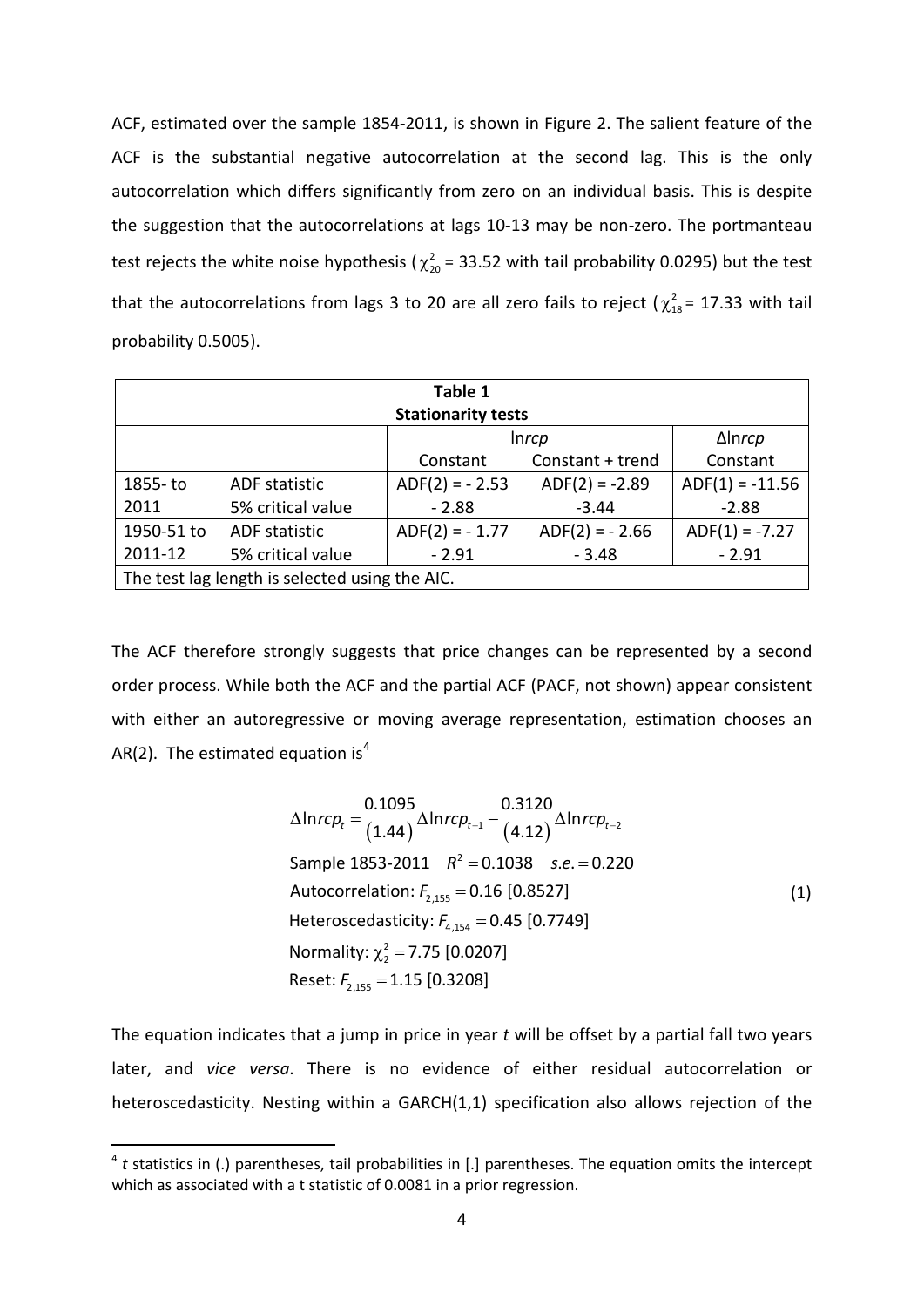ACF, estimated over the sample 1854-2011, is shown in Figure 2. The salient feature of the ACF is the substantial negative autocorrelation at the second lag. This is the only autocorrelation which differs significantly from zero on an individual basis. This is despite the suggestion that the autocorrelations at lags 10-13 may be non-zero. The portmanteau test rejects the white noise hypothesis ($\chi^2_{20}$ = 33.52 with tail probability 0.0295) but the test that the autocorrelations from lags 3 to 20 are all zero fails to reject ($\chi^2_{18}$ = 17.33 with tail probability 0.5005).

| **Table 1** **Stationarity tests** | | | | |
|---|---|---|---|---|
| | | ln*rcp* | | Δln*rcp* |
| | | Constant | Constant + trend | Constant |
| 1855- to 2011 | ADF statistic | ADF(2) = - 2.53 | ADF(2) = -2.89 | ADF(1) = -11.56 |
| | 5% critical value | - 2.88 | -3.44 | -2.88 |
| 1950-51 to 2011-12 | ADF statistic | ADF(2) = - 1.77 | ADF(2) = - 2.66 | ADF(1) = -7.27 |
| | 5% critical value | - 2.91 | - 3.48 | - 2.91 |
| The test lag length is selected using the AIC. | | | | |

The ACF therefore strongly suggests that price changes can be represented by a second order process. While both the ACF and the partial ACF (PACF, not shown) appear consistent with either an autoregressive or moving average representation, estimation chooses an AR(2). The estimated equation is[4]

$$
\begin{aligned}
&\Delta \ln rcp_t = \underset{(1.44)}{0.1095} \Delta \ln rcp_{t-1} - \underset{(4.12)}{0.3120} \Delta \ln rcp_{t-2} \\
&\text{Sample 1853-2011} \quad R^2 = 0.1038 \quad s.e. = 0.220 \\
&\text{Autocorrelation: } F_{2,155} = 0.16 \; [0.8527] \\
&\text{Heteroscedasticity: } F_{4,154} = 0.45 \; [0.7749] \\
&\text{Normality: } \chi^2_2 = 7.75 \; [0.0207] \\
&\text{Reset: } F_{2,155} = 1.15 \; [0.3208]
\end{aligned}
\tag{1}
$$

The equation indicates that a jump in price in year *t* will be offset by a partial fall two years later, and *vice versa*. There is no evidence of either residual autocorrelation or heteroscedasticity. Nesting within a GARCH(1,1) specification also allows rejection of the

[4] *t* statistics in (.) parentheses, tail probabilities in [.] parentheses. The equation omits the intercept which as associated with a t statistic of 0.0081 in a prior regression.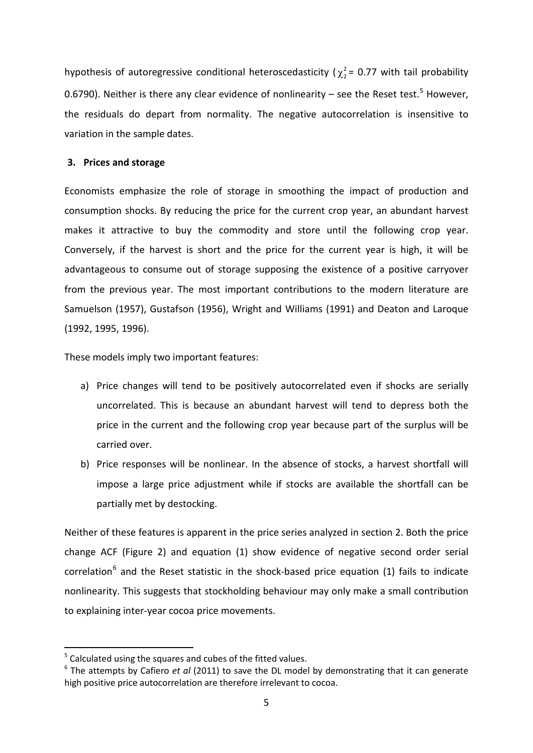hypothesis of autoregressive conditional heteroscedasticity ($\chi^2_2$ = 0.77 with tail probability 0.6790). Neither is there any clear evidence of nonlinearity – see the Reset test.[5] However, the residuals do depart from normality. The negative autocorrelation is insensitive to variation in the sample dates.

## 3. Prices and storage

Economists emphasize the role of storage in smoothing the impact of production and consumption shocks. By reducing the price for the current crop year, an abundant harvest makes it attractive to buy the commodity and store until the following crop year. Conversely, if the harvest is short and the price for the current year is high, it will be advantageous to consume out of storage supposing the existence of a positive carryover from the previous year. The most important contributions to the modern literature are Samuelson (1957), Gustafson (1956), Wright and Williams (1991) and Deaton and Laroque (1992, 1995, 1996).

These models imply two important features:

a) Price changes will tend to be positively autocorrelated even if shocks are serially uncorrelated. This is because an abundant harvest will tend to depress both the price in the current and the following crop year because part of the surplus will be carried over.
b) Price responses will be nonlinear. In the absence of stocks, a harvest shortfall will impose a large price adjustment while if stocks are available the shortfall can be partially met by destocking.

Neither of these features is apparent in the price series analyzed in section 2. Both the price change ACF (Figure 2) and equation (1) show evidence of negative second order serial correlation[6] and the Reset statistic in the shock-based price equation (1) fails to indicate nonlinearity. This suggests that stockholding behaviour may only make a small contribution to explaining inter-year cocoa price movements.

---

[5] Calculated using the squares and cubes of the fitted values.

[6] The attempts by Cafiero *et al* (2011) to save the DL model by demonstrating that it can generate high positive price autocorrelation are therefore irrelevant to cocoa.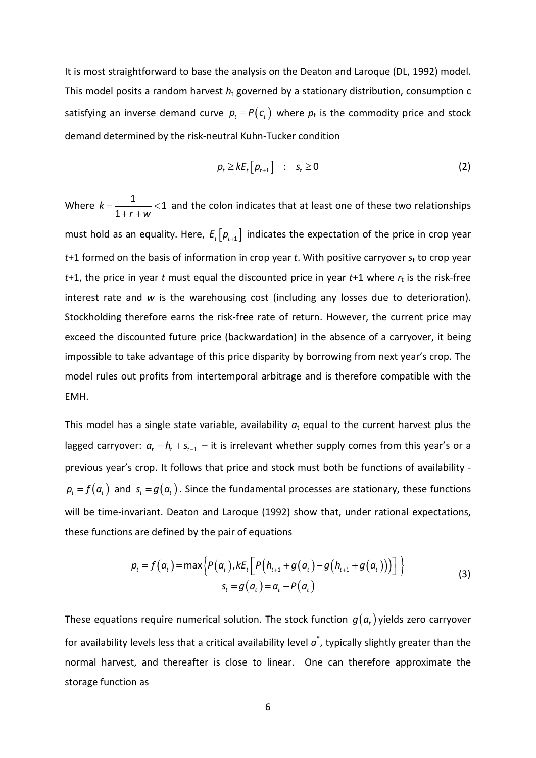It is most straightforward to base the analysis on the Deaton and Laroque (DL, 1992) model. This model posits a random harvest $h_t$ governed by a stationary distribution, consumption c satisfying an inverse demand curve $p_t = P(c_t)$ where $p_t$ is the commodity price and stock demand determined by the risk-neutral Kuhn-Tucker condition

$$p_t \geq kE_t\left[p_{t+1}\right] \quad : \quad s_t \geq 0 \tag{2}$$

Where $k = \dfrac{1}{1+r+w} < 1$ and the colon indicates that at least one of these two relationships must hold as an equality. Here, $E_t\left[p_{t+1}\right]$ indicates the expectation of the price in crop year $t$+1 formed on the basis of information in crop year $t$. With positive carryover $s_t$ to crop year $t$+1, the price in year $t$ must equal the discounted price in year $t$+1 where $r_t$ is the risk-free interest rate and $w$ is the warehousing cost (including any losses due to deterioration). Stockholding therefore earns the risk-free rate of return. However, the current price may exceed the discounted future price (backwardation) in the absence of a carryover, it being impossible to take advantage of this price disparity by borrowing from next year's crop. The model rules out profits from intertemporal arbitrage and is therefore compatible with the EMH.

This model has a single state variable, availability $a_t$ equal to the current harvest plus the lagged carryover: $a_t = h_t + s_{t-1}$ – it is irrelevant whether supply comes from this year's or a previous year's crop. It follows that price and stock must both be functions of availability - $p_t = f(a_t)$ and $s_t = g(a_t)$. Since the fundamental processes are stationary, these functions will be time-invariant. Deaton and Laroque (1992) show that, under rational expectations, these functions are defined by the pair of equations

$$\begin{gathered} p_t = f(a_t) = \max\left\{P(a_t), kE_t\left[P\left(h_{t+1} + g(a_t) - g\left(h_{t+1} + g(a_t)\right)\right)\right]\right\} \\ s_t = g(a_t) = a_t - P(a_t) \end{gathered} \tag{3}$$

These equations require numerical solution. The stock function $g(a_t)$ yields zero carryover for availability levels less that a critical availability level $a^*$, typically slightly greater than the normal harvest, and thereafter is close to linear. One can therefore approximate the storage function as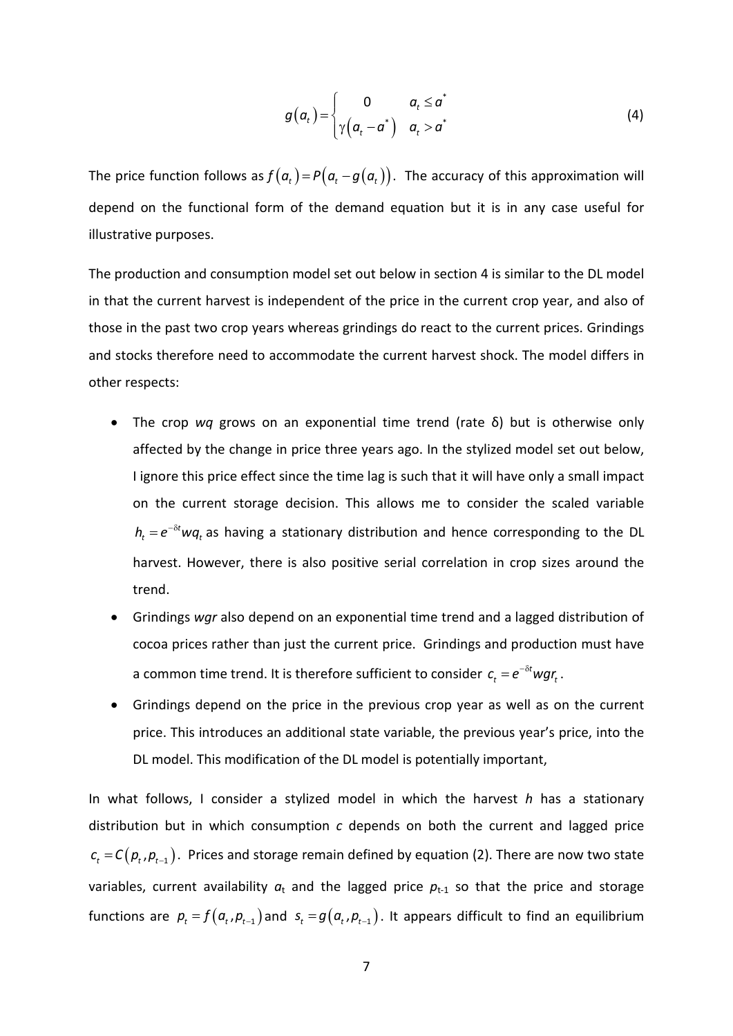$$g(a_t) = \begin{cases} 0 & a_t \le a^* \\ \gamma(a_t - a^*) & a_t > a^* \end{cases} \tag{4}$$

The price function follows as $f(a_t) = P(a_t - g(a_t))$. The accuracy of this approximation will depend on the functional form of the demand equation but it is in any case useful for illustrative purposes.

The production and consumption model set out below in section 4 is similar to the DL model in that the current harvest is independent of the price in the current crop year, and also of those in the past two crop years whereas grindings do react to the current prices. Grindings and stocks therefore need to accommodate the current harvest shock. The model differs in other respects:

- The crop *wq* grows on an exponential time trend (rate δ) but is otherwise only affected by the change in price three years ago. In the stylized model set out below, I ignore this price effect since the time lag is such that it will have only a small impact on the current storage decision. This allows me to consider the scaled variable $h_t = e^{-\delta t} wq_t$ as having a stationary distribution and hence corresponding to the DL harvest. However, there is also positive serial correlation in crop sizes around the trend.
- Grindings *wgr* also depend on an exponential time trend and a lagged distribution of cocoa prices rather than just the current price. Grindings and production must have a common time trend. It is therefore sufficient to consider $c_t = e^{-\delta t} wgr_t$.
- Grindings depend on the price in the previous crop year as well as on the current price. This introduces an additional state variable, the previous year's price, into the DL model. This modification of the DL model is potentially important,

In what follows, I consider a stylized model in which the harvest *h* has a stationary distribution but in which consumption *c* depends on both the current and lagged price $c_t = C(p_t, p_{t-1})$. Prices and storage remain defined by equation (2). There are now two state variables, current availability $a_t$ and the lagged price $p_{t-1}$ so that the price and storage functions are $p_t = f(a_t, p_{t-1})$ and $s_t = g(a_t, p_{t-1})$. It appears difficult to find an equilibrium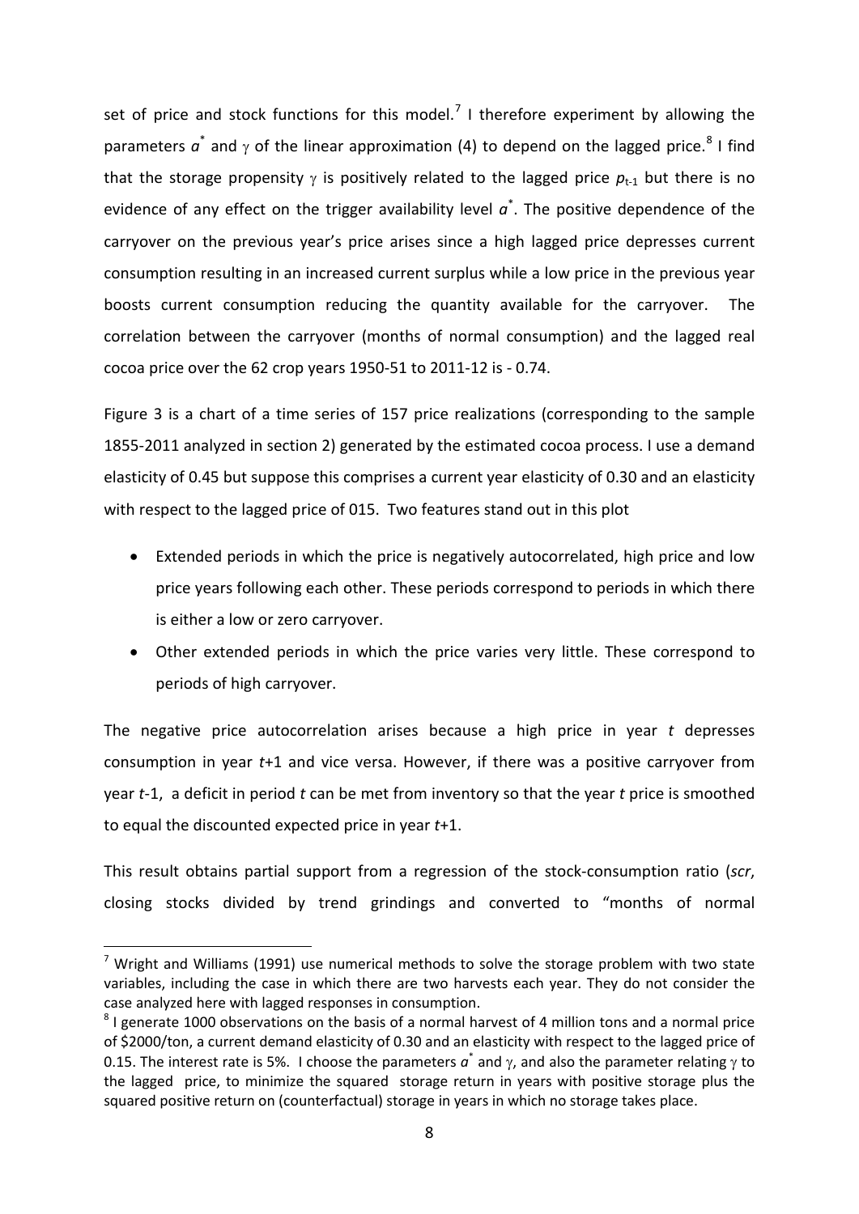set of price and stock functions for this model.[7] I therefore experiment by allowing the parameters $a^*$ and $\gamma$ of the linear approximation (4) to depend on the lagged price.[8] I find that the storage propensity $\gamma$ is positively related to the lagged price $p_{t-1}$ but there is no evidence of any effect on the trigger availability level $a^*$. The positive dependence of the carryover on the previous year's price arises since a high lagged price depresses current consumption resulting in an increased current surplus while a low price in the previous year boosts current consumption reducing the quantity available for the carryover. The correlation between the carryover (months of normal consumption) and the lagged real cocoa price over the 62 crop years 1950-51 to 2011-12 is - 0.74.

Figure 3 is a chart of a time series of 157 price realizations (corresponding to the sample 1855-2011 analyzed in section 2) generated by the estimated cocoa process. I use a demand elasticity of 0.45 but suppose this comprises a current year elasticity of 0.30 and an elasticity with respect to the lagged price of 015. Two features stand out in this plot

- Extended periods in which the price is negatively autocorrelated, high price and low price years following each other. These periods correspond to periods in which there is either a low or zero carryover.
- Other extended periods in which the price varies very little. These correspond to periods of high carryover.

The negative price autocorrelation arises because a high price in year $t$ depresses consumption in year $t$+1 and vice versa. However, if there was a positive carryover from year $t$-1, a deficit in period $t$ can be met from inventory so that the year $t$ price is smoothed to equal the discounted expected price in year $t$+1.

This result obtains partial support from a regression of the stock-consumption ratio (*scr*, closing stocks divided by trend grindings and converted to "months of normal

[7] Wright and Williams (1991) use numerical methods to solve the storage problem with two state variables, including the case in which there are two harvests each year. They do not consider the case analyzed here with lagged responses in consumption.

[8] I generate 1000 observations on the basis of a normal harvest of 4 million tons and a normal price of \$2000/ton, a current demand elasticity of 0.30 and an elasticity with respect to the lagged price of 0.15. The interest rate is 5%. I choose the parameters $a^*$ and $\gamma$, and also the parameter relating $\gamma$ to the lagged price, to minimize the squared storage return in years with positive storage plus the squared positive return on (counterfactual) storage in years in which no storage takes place.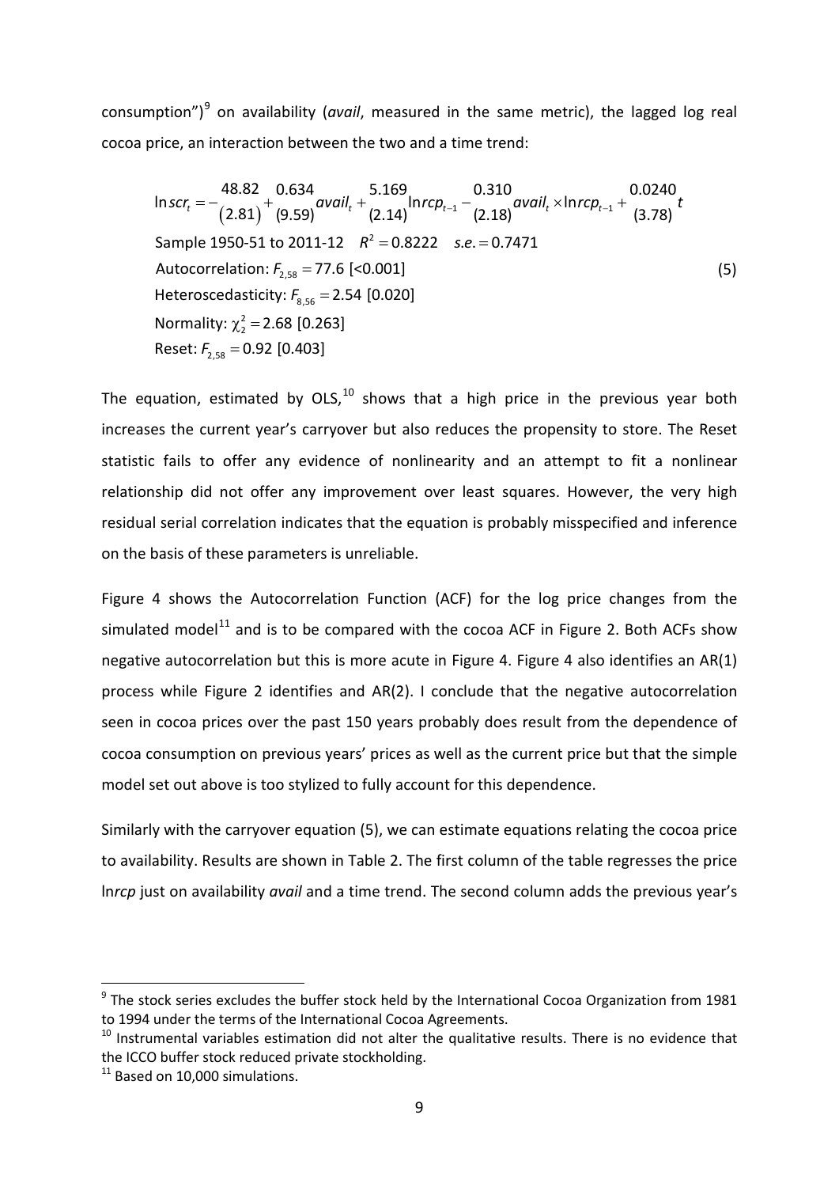consumption")[9] on availability (*avail*, measured in the same metric), the lagged log real cocoa price, an interaction between the two and a time trend:

$$
\begin{aligned}
&\ln scr_t = -\underset{(2.81)}{48.82} + \underset{(9.59)}{0.634}\, avail_t + \underset{(2.14)}{5.169} \ln rcp_{t-1} - \underset{(2.18)}{0.310}\, avail_t \times \ln rcp_{t-1} + \underset{(3.78)}{0.0240}\, t \\
&\text{Sample 1950-51 to 2011-12} \quad R^2 = 0.8222 \quad s.e. = 0.7471 \\
&\text{Autocorrelation: } F_{2,58} = 77.6\ [<0.001] \qquad\qquad (5) \\
&\text{Heteroscedasticity: } F_{8,56} = 2.54\ [0.020] \\
&\text{Normality: } \chi^2_2 = 2.68\ [0.263] \\
&\text{Reset: } F_{2,58} = 0.92\ [0.403]
\end{aligned}
$$

The equation, estimated by OLS,[10] shows that a high price in the previous year both increases the current year's carryover but also reduces the propensity to store. The Reset statistic fails to offer any evidence of nonlinearity and an attempt to fit a nonlinear relationship did not offer any improvement over least squares. However, the very high residual serial correlation indicates that the equation is probably misspecified and inference on the basis of these parameters is unreliable.

Figure 4 shows the Autocorrelation Function (ACF) for the log price changes from the simulated model[11] and is to be compared with the cocoa ACF in Figure 2. Both ACFs show negative autocorrelation but this is more acute in Figure 4. Figure 4 also identifies an AR(1) process while Figure 2 identifies and AR(2). I conclude that the negative autocorrelation seen in cocoa prices over the past 150 years probably does result from the dependence of cocoa consumption on previous years' prices as well as the current price but that the simple model set out above is too stylized to fully account for this dependence.

Similarly with the carryover equation (5), we can estimate equations relating the cocoa price to availability. Results are shown in Table 2. The first column of the table regresses the price ln*rcp* just on availability *avail* and a time trend. The second column adds the previous year's

[9] The stock series excludes the buffer stock held by the International Cocoa Organization from 1981 to 1994 under the terms of the International Cocoa Agreements.

[10] Instrumental variables estimation did not alter the qualitative results. There is no evidence that the ICCO buffer stock reduced private stockholding.

[11] Based on 10,000 simulations.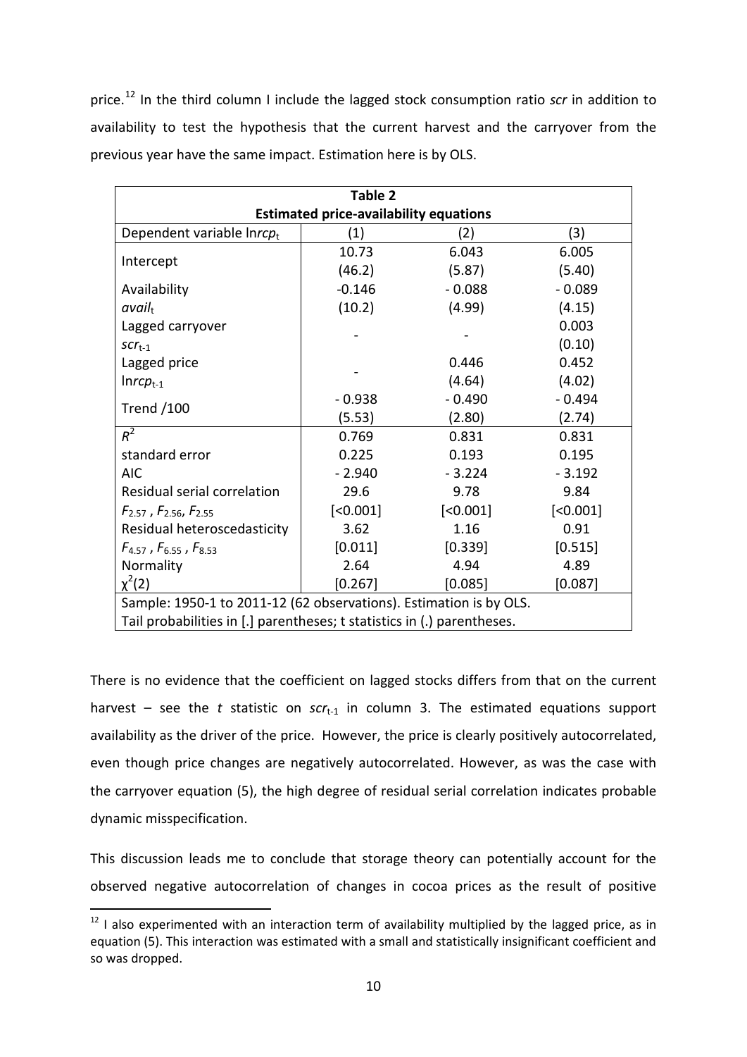price.[12] In the third column I include the lagged stock consumption ratio *scr* in addition to availability to test the hypothesis that the current harvest and the carryover from the previous year have the same impact. Estimation here is by OLS.

**Table 2**
**Estimated price-availability equations**

| Dependent variable $\ln rcp_t$ | (1) | (2) | (3) |
|---|---|---|---|
| Intercept | 10.73<br>(46.2) | 6.043<br>(5.87) | 6.005<br>(5.40) |
| Availability $avail_t$ | -0.146<br>(10.2) | - 0.088<br>(4.99) | - 0.089<br>(4.15) |
| Lagged carryover $scr_{t-1}$ | - | - | 0.003<br>(0.10) |
| Lagged price $\ln rcp_{t-1}$ | - | 0.446<br>(4.64) | 0.452<br>(4.02) |
| Trend /100 | - 0.938<br>(5.53) | - 0.490<br>(2.80) | - 0.494<br>(2.74) |
| $R^2$ | 0.769 | 0.831 | 0.831 |
| standard error | 0.225 | 0.193 | 0.195 |
| AIC | - 2.940 | - 3.224 | - 3.192 |
| Residual serial correlation $F_{2.57}$, $F_{2.56}$, $F_{2.55}$ | 29.6<br>[<0.001] | 9.78<br>[<0.001] | 9.84<br>[<0.001] |
| Residual heteroscedasticity $F_{4.57}$, $F_{6.55}$, $F_{8.53}$ | 3.62<br>[0.011] | 1.16<br>[0.339] | 0.91<br>[0.515] |
| Normality $\chi^2(2)$ | 2.64<br>[0.267] | 4.94<br>[0.085] | 4.89<br>[0.087] |

Sample: 1950-1 to 2011-12 (62 observations). Estimation is by OLS.
Tail probabilities in [.] parentheses; t statistics in (.) parentheses.

There is no evidence that the coefficient on lagged stocks differs from that on the current harvest – see the *t* statistic on $scr_{t-1}$ in column 3. The estimated equations support availability as the driver of the price. However, the price is clearly positively autocorrelated, even though price changes are negatively autocorrelated. However, as was the case with the carryover equation (5), the high degree of residual serial correlation indicates probable dynamic misspecification.

This discussion leads me to conclude that storage theory can potentially account for the observed negative autocorrelation of changes in cocoa prices as the result of positive

[12] I also experimented with an interaction term of availability multiplied by the lagged price, as in equation (5). This interaction was estimated with a small and statistically insignificant coefficient and so was dropped.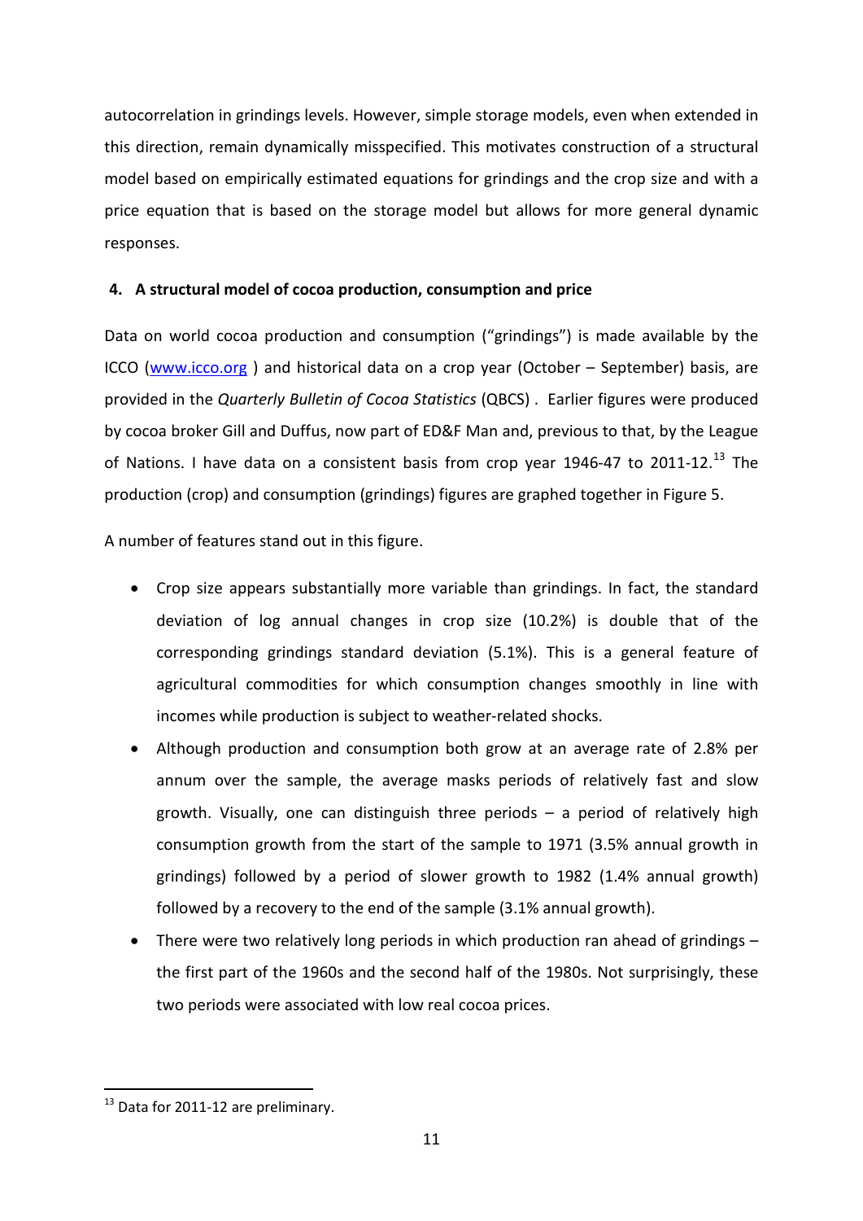autocorrelation in grindings levels. However, simple storage models, even when extended in this direction, remain dynamically misspecified. This motivates construction of a structural model based on empirically estimated equations for grindings and the crop size and with a price equation that is based on the storage model but allows for more general dynamic responses.

## 4. A structural model of cocoa production, consumption and price

Data on world cocoa production and consumption ("grindings") is made available by the ICCO (www.icco.org ) and historical data on a crop year (October – September) basis, are provided in the *Quarterly Bulletin of Cocoa Statistics* (QBCS) . Earlier figures were produced by cocoa broker Gill and Duffus, now part of ED&F Man and, previous to that, by the League of Nations. I have data on a consistent basis from crop year 1946-47 to 2011-12.[13] The production (crop) and consumption (grindings) figures are graphed together in Figure 5.

A number of features stand out in this figure.

- Crop size appears substantially more variable than grindings. In fact, the standard deviation of log annual changes in crop size (10.2%) is double that of the corresponding grindings standard deviation (5.1%). This is a general feature of agricultural commodities for which consumption changes smoothly in line with incomes while production is subject to weather-related shocks.
- Although production and consumption both grow at an average rate of 2.8% per annum over the sample, the average masks periods of relatively fast and slow growth. Visually, one can distinguish three periods – a period of relatively high consumption growth from the start of the sample to 1971 (3.5% annual growth in grindings) followed by a period of slower growth to 1982 (1.4% annual growth) followed by a recovery to the end of the sample (3.1% annual growth).
- There were two relatively long periods in which production ran ahead of grindings – the first part of the 1960s and the second half of the 1980s. Not surprisingly, these two periods were associated with low real cocoa prices.

[13] Data for 2011-12 are preliminary.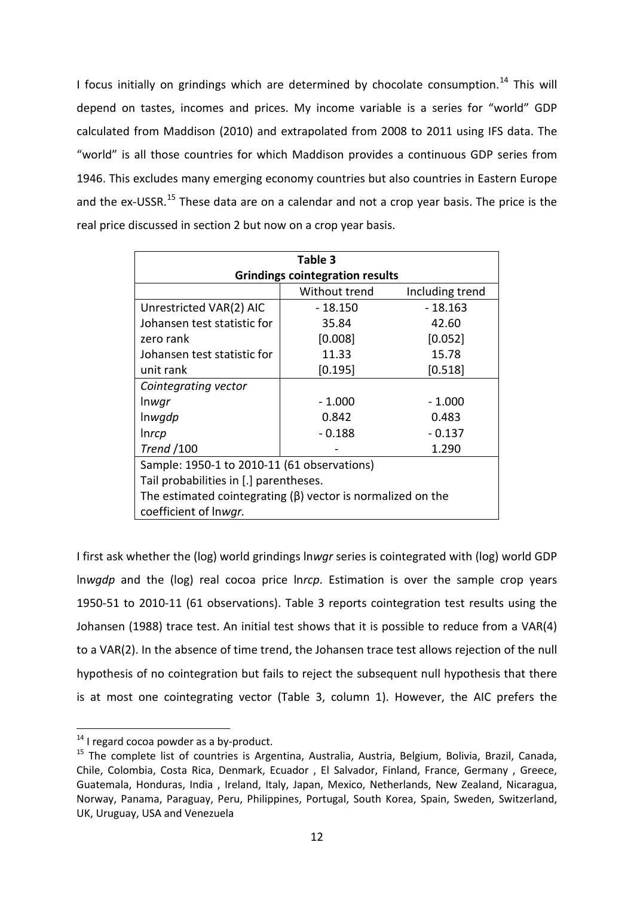I focus initially on grindings which are determined by chocolate consumption.[14] This will depend on tastes, incomes and prices. My income variable is a series for "world" GDP calculated from Maddison (2010) and extrapolated from 2008 to 2011 using IFS data. The "world" is all those countries for which Maddison provides a continuous GDP series from 1946. This excludes many emerging economy countries but also countries in Eastern Europe and the ex-USSR.[15] These data are on a calendar and not a crop year basis. The price is the real price discussed in section 2 but now on a crop year basis.

**Table 3**
**Grindings cointegration results**

| | Without trend | Including trend |
|---|---|---|
| Unrestricted VAR(2) AIC | - 18.150 | - 18.163 |
| Johansen test statistic for zero rank | 35.84 [0.008] | 42.60 [0.052] |
| Johansen test statistic for unit rank | 11.33 [0.195] | 15.78 [0.518] |
| *Cointegrating vector* | | |
| ln*wgr* | - 1.000 | - 1.000 |
| ln*wgdp* | 0.842 | 0.483 |
| ln*rcp* | - 0.188 | - 0.137 |
| *Trend* /100 | - | 1.290 |

Sample: 1950-1 to 2010-11 (61 observations)
Tail probabilities in [.] parentheses.
The estimated cointegrating (β) vector is normalized on the coefficient of ln*wgr.*

I first ask whether the (log) world grindings ln*wgr* series is cointegrated with (log) world GDP ln*wgdp* and the (log) real cocoa price ln*rcp*. Estimation is over the sample crop years 1950-51 to 2010-11 (61 observations). Table 3 reports cointegration test results using the Johansen (1988) trace test. An initial test shows that it is possible to reduce from a VAR(4) to a VAR(2). In the absence of time trend, the Johansen trace test allows rejection of the null hypothesis of no cointegration but fails to reject the subsequent null hypothesis that there is at most one cointegrating vector (Table 3, column 1). However, the AIC prefers the

[14] I regard cocoa powder as a by-product.

[15] The complete list of countries is Argentina, Australia, Austria, Belgium, Bolivia, Brazil, Canada, Chile, Colombia, Costa Rica, Denmark, Ecuador , El Salvador, Finland, France, Germany , Greece, Guatemala, Honduras, India , Ireland, Italy, Japan, Mexico, Netherlands, New Zealand, Nicaragua, Norway, Panama, Paraguay, Peru, Philippines, Portugal, South Korea, Spain, Sweden, Switzerland, UK, Uruguay, USA and Venezuela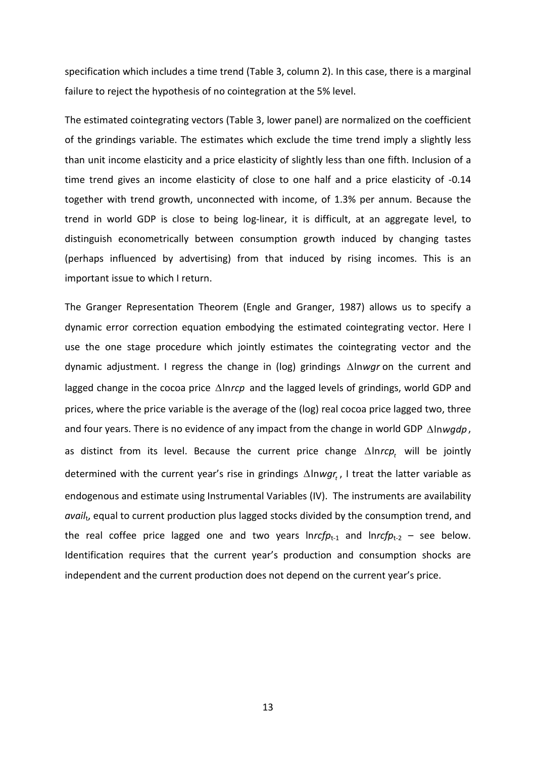specification which includes a time trend (Table 3, column 2). In this case, there is a marginal failure to reject the hypothesis of no cointegration at the 5% level.

The estimated cointegrating vectors (Table 3, lower panel) are normalized on the coefficient of the grindings variable. The estimates which exclude the time trend imply a slightly less than unit income elasticity and a price elasticity of slightly less than one fifth. Inclusion of a time trend gives an income elasticity of close to one half and a price elasticity of -0.14 together with trend growth, unconnected with income, of 1.3% per annum. Because the trend in world GDP is close to being log-linear, it is difficult, at an aggregate level, to distinguish econometrically between consumption growth induced by changing tastes (perhaps influenced by advertising) from that induced by rising incomes. This is an important issue to which I return.

The Granger Representation Theorem (Engle and Granger, 1987) allows us to specify a dynamic error correction equation embodying the estimated cointegrating vector. Here I use the one stage procedure which jointly estimates the cointegrating vector and the dynamic adjustment. I regress the change in (log) grindings $\Delta \ln wgr$ on the current and lagged change in the cocoa price $\Delta \ln rcp$ and the lagged levels of grindings, world GDP and prices, where the price variable is the average of the (log) real cocoa price lagged two, three and four years. There is no evidence of any impact from the change in world GDP $\Delta \ln wgdp$, as distinct from its level. Because the current price change $\Delta \ln rcp_t$ will be jointly determined with the current year's rise in grindings $\Delta \ln wgr_t$, I treat the latter variable as endogenous and estimate using Instrumental Variables (IV). The instruments are availability $avail_t$, equal to current production plus lagged stocks divided by the consumption trend, and the real coffee price lagged one and two years $\ln rcfp_{t-1}$ and $\ln rcfp_{t-2}$ – see below. Identification requires that the current year's production and consumption shocks are independent and the current production does not depend on the current year's price.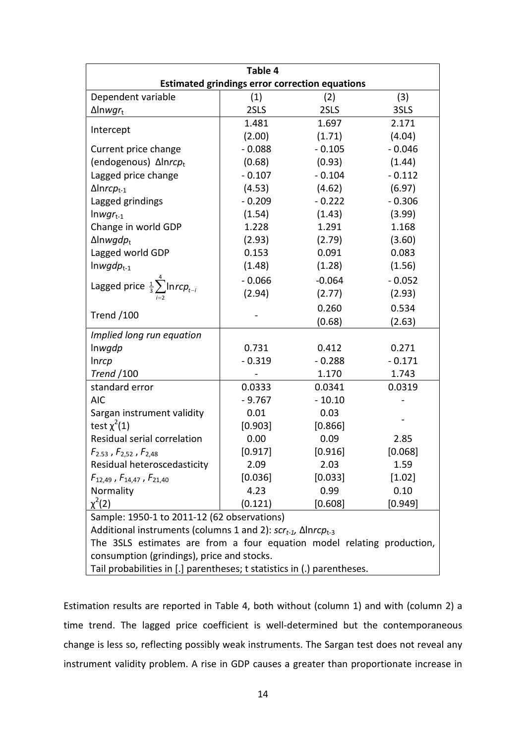**Table 4**

**Estimated grindings error correction equations**

| Dependent variable $\Delta \ln wgr_t$ | (1) 2SLS | (2) 2SLS | (3) 3SLS |
|---|---|---|---|
| Intercept | 1.481 | 1.697 | 2.171 |
| | (2.00) | (1.71) | (4.04) |
| Current price change | - 0.088 | - 0.105 | - 0.046 |
| (endogenous) $\Delta \ln rcp_t$ | (0.68) | (0.93) | (1.44) |
| Lagged price change | - 0.107 | - 0.104 | - 0.112 |
| $\Delta \ln rcp_{t-1}$ | (4.53) | (4.62) | (6.97) |
| Lagged grindings | - 0.209 | - 0.222 | - 0.306 |
| $\ln wgr_{t-1}$ | (1.54) | (1.43) | (3.99) |
| Change in world GDP | 1.228 | 1.291 | 1.168 |
| $\Delta \ln wgdp_t$ | (2.93) | (2.79) | (3.60) |
| Lagged world GDP | 0.153 | 0.091 | 0.083 |
| $\ln wgdp_{t-1}$ | (1.48) | (1.28) | (1.56) |
| Lagged price $\frac{1}{3}\sum_{i=2}^{4} \ln rcp_{t-i}$ | - 0.066 | -0.064 | - 0.052 |
| | (2.94) | (2.77) | (2.93) |
| Trend /100 | - | 0.260 | 0.534 |
| | | (0.68) | (2.63) |
| *Implied long run equation* | | | |
| ln*wgdp* | 0.731 | 0.412 | 0.271 |
| ln*rcp* | - 0.319 | - 0.288 | - 0.171 |
| *Trend* /100 | - | 1.170 | 1.743 |
| standard error | 0.0333 | 0.0341 | 0.0319 |
| AIC | - 9.767 | - 10.10 | - |
| Sargan instrument validity test $\chi^2(1)$ | 0.01 | 0.03 | - |
| | [0.903] | [0.866] | |
| Residual serial correlation | 0.00 | 0.09 | 2.85 |
| $F_{2,53}$ , $F_{2,52}$ , $F_{2,48}$ | [0.917] | [0.916] | [0.068] |
| Residual heteroscedasticity | 2.09 | 2.03 | 1.59 |
| $F_{12,49}$ , $F_{14,47}$ , $F_{21,40}$ | [0.036] | [0.033] | [1.02] |
| Normality | 4.23 | 0.99 | 0.10 |
| $\chi^2(2)$ | (0.121) | [0.608] | [0.949] |

Sample: 1950-1 to 2011-12 (62 observations)

Additional instruments (columns 1 and 2): $scr_{t-1}$, $\Delta \ln rcp_{t-3}$

The 3SLS estimates are from a four equation model relating production, consumption (grindings), price and stocks.

Tail probabilities in [.] parentheses; t statistics in (.) parentheses.

Estimation results are reported in Table 4, both without (column 1) and with (column 2) a time trend. The lagged price coefficient is well-determined but the contemporaneous change is less so, reflecting possibly weak instruments. The Sargan test does not reveal any instrument validity problem. A rise in GDP causes a greater than proportionate increase in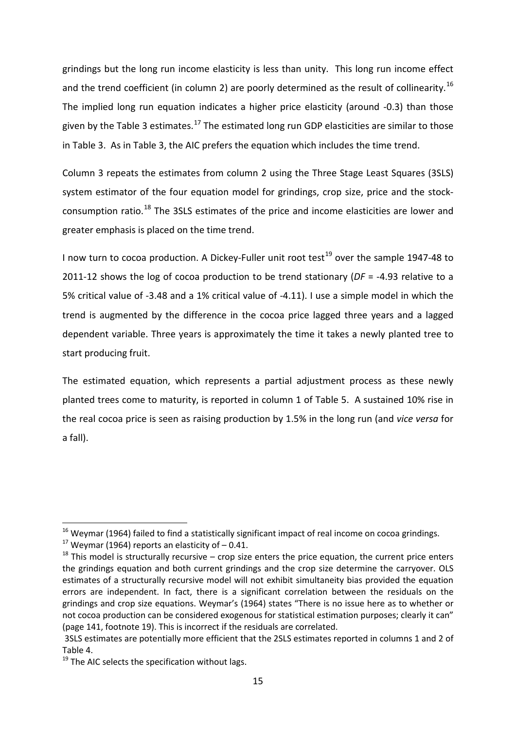grindings but the long run income elasticity is less than unity. This long run income effect and the trend coefficient (in column 2) are poorly determined as the result of collinearity.[16] The implied long run equation indicates a higher price elasticity (around -0.3) than those given by the Table 3 estimates.[17] The estimated long run GDP elasticities are similar to those in Table 3. As in Table 3, the AIC prefers the equation which includes the time trend.

Column 3 repeats the estimates from column 2 using the Three Stage Least Squares (3SLS) system estimator of the four equation model for grindings, crop size, price and the stock-consumption ratio.[18] The 3SLS estimates of the price and income elasticities are lower and greater emphasis is placed on the time trend.

I now turn to cocoa production. A Dickey-Fuller unit root test[19] over the sample 1947-48 to 2011-12 shows the log of cocoa production to be trend stationary (*DF* = -4.93 relative to a 5% critical value of -3.48 and a 1% critical value of -4.11). I use a simple model in which the trend is augmented by the difference in the cocoa price lagged three years and a lagged dependent variable. Three years is approximately the time it takes a newly planted tree to start producing fruit.

The estimated equation, which represents a partial adjustment process as these newly planted trees come to maturity, is reported in column 1 of Table 5. A sustained 10% rise in the real cocoa price is seen as raising production by 1.5% in the long run (and *vice versa* for a fall).

---

[16] Weymar (1964) failed to find a statistically significant impact of real income on cocoa grindings.

[17] Weymar (1964) reports an elasticity of – 0.41.

[18] This model is structurally recursive – crop size enters the price equation, the current price enters the grindings equation and both current grindings and the crop size determine the carryover. OLS estimates of a structurally recursive model will not exhibit simultaneity bias provided the equation errors are independent. In fact, there is a significant correlation between the residuals on the grindings and crop size equations. Weymar's (1964) states "There is no issue here as to whether or not cocoa production can be considered exogenous for statistical estimation purposes; clearly it can" (page 141, footnote 19). This is incorrect if the residuals are correlated.

3SLS estimates are potentially more efficient that the 2SLS estimates reported in columns 1 and 2 of Table 4.

[19] The AIC selects the specification without lags.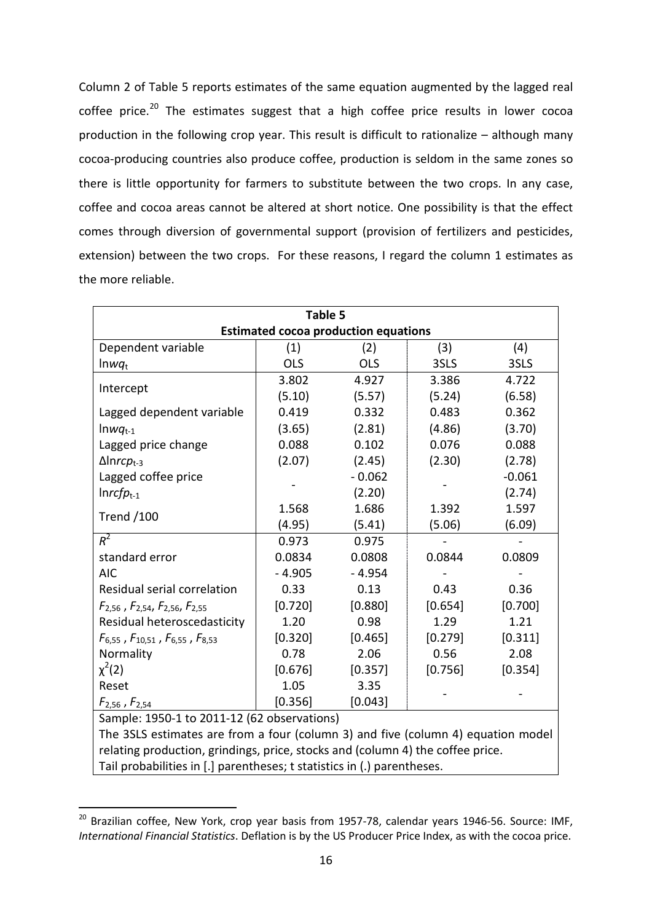Column 2 of Table 5 reports estimates of the same equation augmented by the lagged real coffee price.[20] The estimates suggest that a high coffee price results in lower cocoa production in the following crop year. This result is difficult to rationalize – although many cocoa-producing countries also produce coffee, production is seldom in the same zones so there is little opportunity for farmers to substitute between the two crops. In any case, coffee and cocoa areas cannot be altered at short notice. One possibility is that the effect comes through diversion of governmental support (provision of fertilizers and pesticides, extension) between the two crops. For these reasons, I regard the column 1 estimates as the more reliable.

**Table 5**
**Estimated cocoa production equations**

| Dependent variable $\ln wq_t$ | (1) OLS | (2) OLS | (3) 3SLS | (4) 3SLS |
|---|---|---|---|---|
| Intercept | 3.802 (5.10) | 4.927 (5.57) | 3.386 (5.24) | 4.722 (6.58) |
| Lagged dependent variable $\ln wq_{t-1}$ | 0.419 (3.65) | 0.332 (2.81) | 0.483 (4.86) | 0.362 (3.70) |
| Lagged price change $\Delta \ln rcp_{t-3}$ | 0.088 (2.07) | 0.102 (2.45) | 0.076 (2.30) | 0.088 (2.78) |
| Lagged coffee price $\ln rcfp_{t-1}$ | - | - 0.062 (2.20) | - | -0.061 (2.74) |
| Trend /100 | 1.568 (4.95) | 1.686 (5.41) | 1.392 (5.06) | 1.597 (6.09) |
| $R^2$ | 0.973 | 0.975 | - | - |
| standard error | 0.0834 | 0.0808 | 0.0844 | 0.0809 |
| AIC | - 4.905 | - 4.954 | - | - |
| Residual serial correlation $F_{2,56}$, $F_{2,54}$, $F_{2,56}$, $F_{2,55}$ | 0.33 [0.720] | 0.13 [0.880] | 0.43 [0.654] | 0.36 [0.700] |
| Residual heteroscedasticity $F_{6,55}$, $F_{10,51}$, $F_{6,55}$, $F_{8,53}$ | 1.20 [0.320] | 0.98 [0.465] | 1.29 [0.279] | 1.21 [0.311] |
| Normality $\chi^2(2)$ | 0.78 [0.676] | 2.06 [0.357] | 0.56 [0.756] | 2.08 [0.354] |
| Reset $F_{2,56}$, $F_{2,54}$ | 1.05 [0.356] | 3.35 [0.043] | - | - |

Sample: 1950-1 to 2011-12 (62 observations)
The 3SLS estimates are from a four (column 3) and five (column 4) equation model relating production, grindings, price, stocks and (column 4) the coffee price.
Tail probabilities in [.] parentheses; t statistics in (.) parentheses.

[20] Brazilian coffee, New York, crop year basis from 1957-78, calendar years 1946-56. Source: IMF, *International Financial Statistics*. Deflation is by the US Producer Price Index, as with the cocoa price.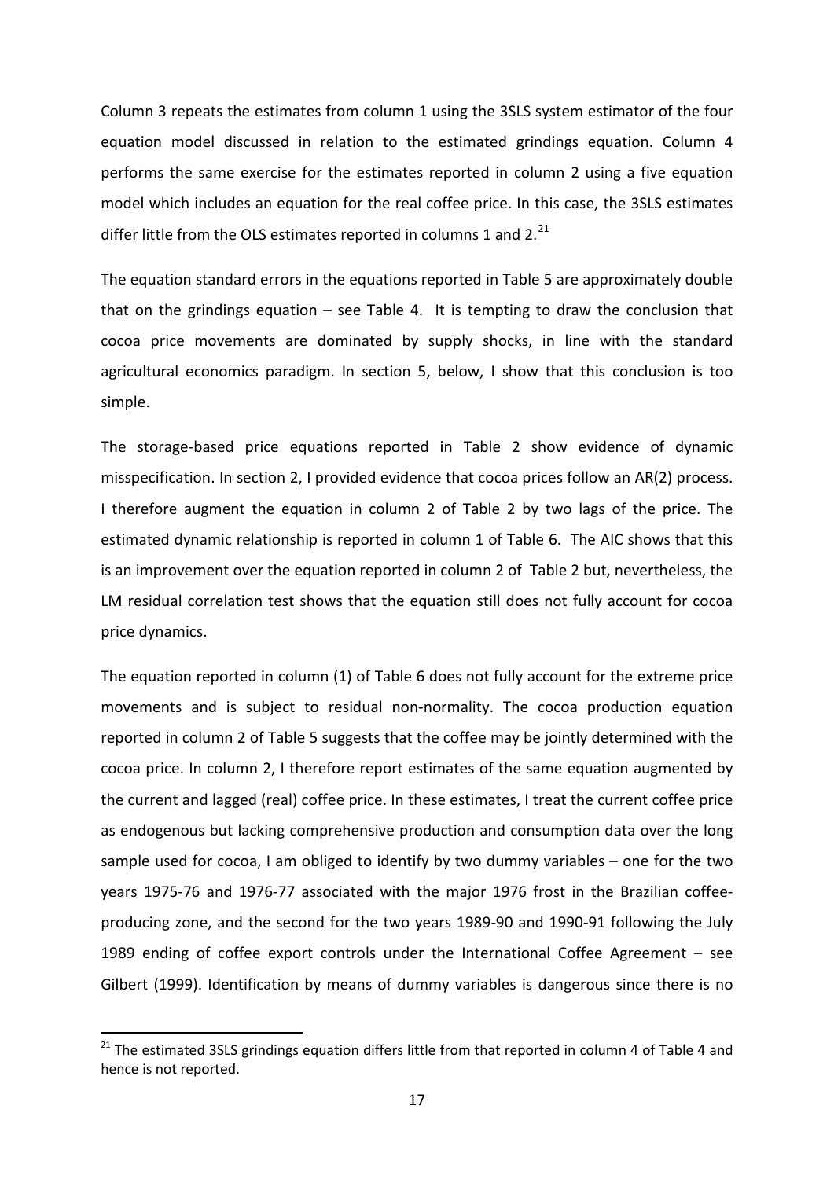Column 3 repeats the estimates from column 1 using the 3SLS system estimator of the four equation model discussed in relation to the estimated grindings equation. Column 4 performs the same exercise for the estimates reported in column 2 using a five equation model which includes an equation for the real coffee price. In this case, the 3SLS estimates differ little from the OLS estimates reported in columns 1 and 2.[21]

The equation standard errors in the equations reported in Table 5 are approximately double that on the grindings equation – see Table 4. It is tempting to draw the conclusion that cocoa price movements are dominated by supply shocks, in line with the standard agricultural economics paradigm. In section 5, below, I show that this conclusion is too simple.

The storage-based price equations reported in Table 2 show evidence of dynamic misspecification. In section 2, I provided evidence that cocoa prices follow an AR(2) process. I therefore augment the equation in column 2 of Table 2 by two lags of the price. The estimated dynamic relationship is reported in column 1 of Table 6. The AIC shows that this is an improvement over the equation reported in column 2 of Table 2 but, nevertheless, the LM residual correlation test shows that the equation still does not fully account for cocoa price dynamics.

The equation reported in column (1) of Table 6 does not fully account for the extreme price movements and is subject to residual non-normality. The cocoa production equation reported in column 2 of Table 5 suggests that the coffee may be jointly determined with the cocoa price. In column 2, I therefore report estimates of the same equation augmented by the current and lagged (real) coffee price. In these estimates, I treat the current coffee price as endogenous but lacking comprehensive production and consumption data over the long sample used for cocoa, I am obliged to identify by two dummy variables – one for the two years 1975-76 and 1976-77 associated with the major 1976 frost in the Brazilian coffee-producing zone, and the second for the two years 1989-90 and 1990-91 following the July 1989 ending of coffee export controls under the International Coffee Agreement – see Gilbert (1999). Identification by means of dummy variables is dangerous since there is no

[21] The estimated 3SLS grindings equation differs little from that reported in column 4 of Table 4 and hence is not reported.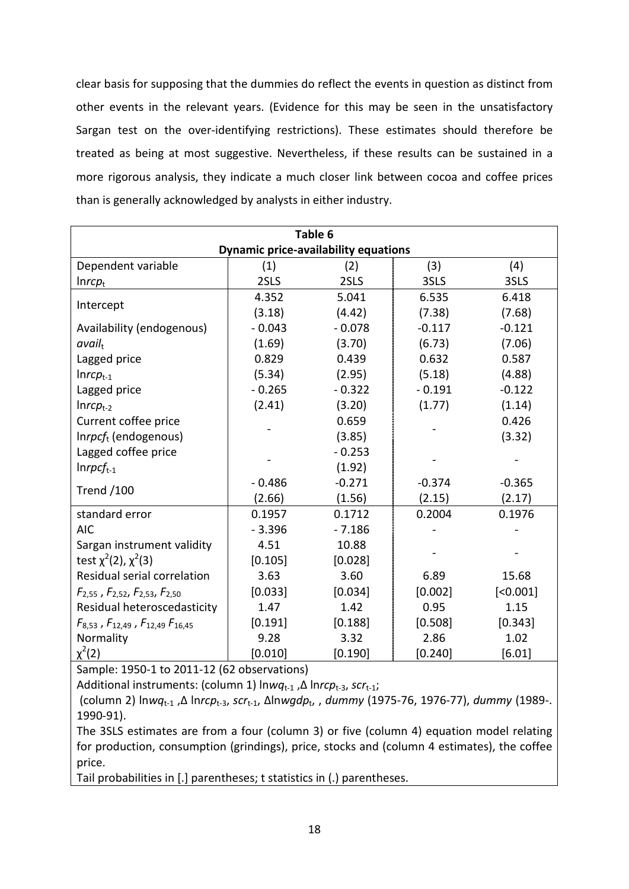clear basis for supposing that the dummies do reflect the events in question as distinct from other events in the relevant years. (Evidence for this may be seen in the unsatisfactory Sargan test on the over-identifying restrictions). These estimates should therefore be treated as being at most suggestive. Nevertheless, if these results can be sustained in a more rigorous analysis, they indicate a much closer link between cocoa and coffee prices than is generally acknowledged by analysts in either industry.

**Table 6**

**Dynamic price-availability equations**

| Dependent variable $\ln rcp_t$ | (1) 2SLS | (2) 2SLS | (3) 3SLS | (4) 3SLS |
|---|---|---|---|---|
| Intercept | 4.352 | 5.041 | 6.535 | 6.418 |
| | (3.18) | (4.42) | (7.38) | (7.68) |
| Availability (endogenous) $avail_t$ | - 0.043 | - 0.078 | -0.117 | -0.121 |
| | (1.69) | (3.70) | (6.73) | (7.06) |
| Lagged price $\ln rcp_{t-1}$ | 0.829 | 0.439 | 0.632 | 0.587 |
| | (5.34) | (2.95) | (5.18) | (4.88) |
| Lagged price $\ln rcp_{t-2}$ | - 0.265 | - 0.322 | - 0.191 | -0.122 |
| | (2.41) | (3.20) | (1.77) | (1.14) |
| Current coffee price $\ln rpcf_t$ (endogenous) | - | 0.659 | - | 0.426 |
| | | (3.85) | | (3.32) |
| Lagged coffee price $\ln rpcf_{t-1}$ | - | - 0.253 | - | - |
| | | (1.92) | | |
| Trend /100 | - 0.486 | -0.271 | -0.374 | -0.365 |
| | (2.66) | (1.56) | (2.15) | (2.17) |
| standard error | 0.1957 | 0.1712 | 0.2004 | 0.1976 |
| AIC | - 3.396 | - 7.186 | - | - |
| Sargan instrument validity test $\chi^2(2)$, $\chi^2(3)$ | 4.51 | 10.88 | - | - |
| | [0.105] | [0.028] | | |
| Residual serial correlation $F_{2,55}$, $F_{2,52}$, $F_{2,53}$, $F_{2,50}$ | 3.63 | 3.60 | 6.89 | 15.68 |
| | [0.033] | [0.034] | [0.002] | [<0.001] |
| Residual heteroscedasticity $F_{8,53}$, $F_{12,49}$, $F_{12,49}$ $F_{16,45}$ | 1.47 | 1.42 | 0.95 | 1.15 |
| | [0.191] | [0.188] | [0.508] | [0.343] |
| Normality $\chi^2(2)$ | 9.28 | 3.32 | 2.86 | 1.02 |
| | [0.010] | [0.190] | [0.240] | [6.01] |

Sample: 1950-1 to 2011-12 (62 observations)

Additional instruments: (column 1) $\ln wq_{t-1}$, $\Delta \ln rcp_{t-3}$, $scr_{t-1}$;

(column 2) $\ln wq_{t-1}$, $\Delta \ln rcp_{t-3}$, $scr_{t-1}$, $\Delta \ln wgdp_t$, , *dummy* (1975-76, 1976-77), *dummy* (1989-. 1990-91).

The 3SLS estimates are from a four (column 3) or five (column 4) equation model relating for production, consumption (grindings), price, stocks and (column 4 estimates), the coffee price.

Tail probabilities in [.] parentheses; t statistics in (.) parentheses.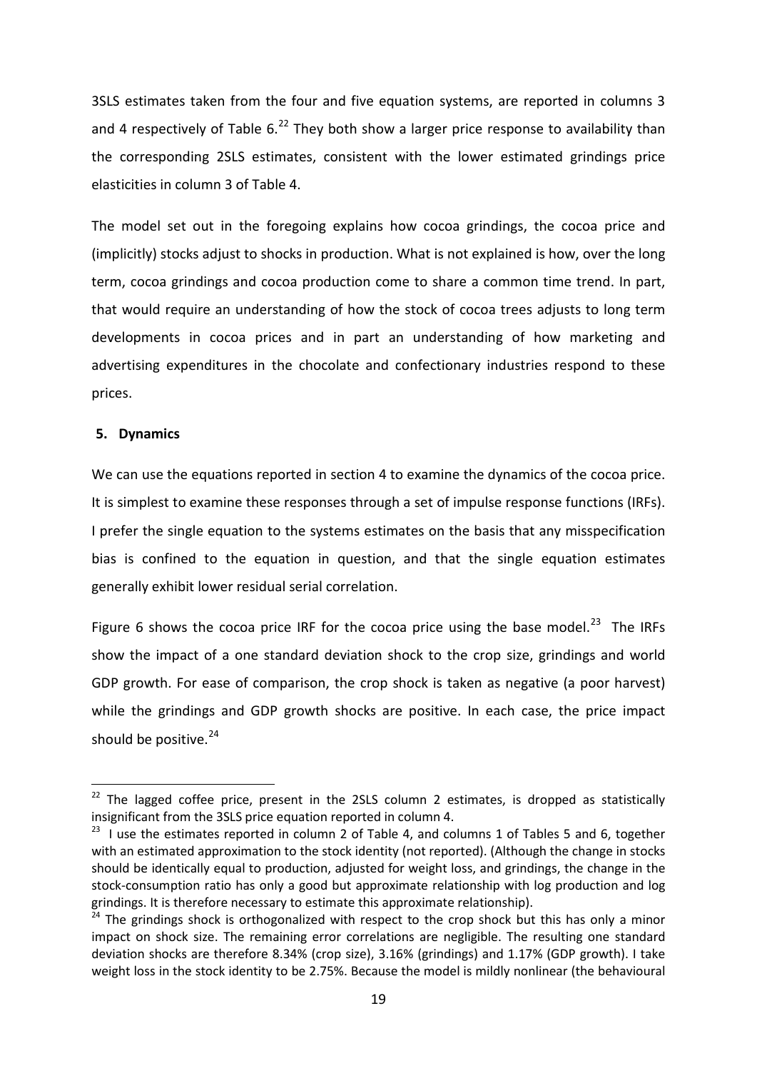3SLS estimates taken from the four and five equation systems, are reported in columns 3 and 4 respectively of Table 6.[22] They both show a larger price response to availability than the corresponding 2SLS estimates, consistent with the lower estimated grindings price elasticities in column 3 of Table 4.

The model set out in the foregoing explains how cocoa grindings, the cocoa price and (implicitly) stocks adjust to shocks in production. What is not explained is how, over the long term, cocoa grindings and cocoa production come to share a common time trend. In part, that would require an understanding of how the stock of cocoa trees adjusts to long term developments in cocoa prices and in part an understanding of how marketing and advertising expenditures in the chocolate and confectionary industries respond to these prices.

## 5. Dynamics

We can use the equations reported in section 4 to examine the dynamics of the cocoa price. It is simplest to examine these responses through a set of impulse response functions (IRFs). I prefer the single equation to the systems estimates on the basis that any misspecification bias is confined to the equation in question, and that the single equation estimates generally exhibit lower residual serial correlation.

Figure 6 shows the cocoa price IRF for the cocoa price using the base model.[23] The IRFs show the impact of a one standard deviation shock to the crop size, grindings and world GDP growth. For ease of comparison, the crop shock is taken as negative (a poor harvest) while the grindings and GDP growth shocks are positive. In each case, the price impact should be positive.[24]

---

[22] The lagged coffee price, present in the 2SLS column 2 estimates, is dropped as statistically insignificant from the 3SLS price equation reported in column 4.

[23] I use the estimates reported in column 2 of Table 4, and columns 1 of Tables 5 and 6, together with an estimated approximation to the stock identity (not reported). (Although the change in stocks should be identically equal to production, adjusted for weight loss, and grindings, the change in the stock-consumption ratio has only a good but approximate relationship with log production and log grindings. It is therefore necessary to estimate this approximate relationship).

[24] The grindings shock is orthogonalized with respect to the crop shock but this has only a minor impact on shock size. The remaining error correlations are negligible. The resulting one standard deviation shocks are therefore 8.34% (crop size), 3.16% (grindings) and 1.17% (GDP growth). I take weight loss in the stock identity to be 2.75%. Because the model is mildly nonlinear (the behavioural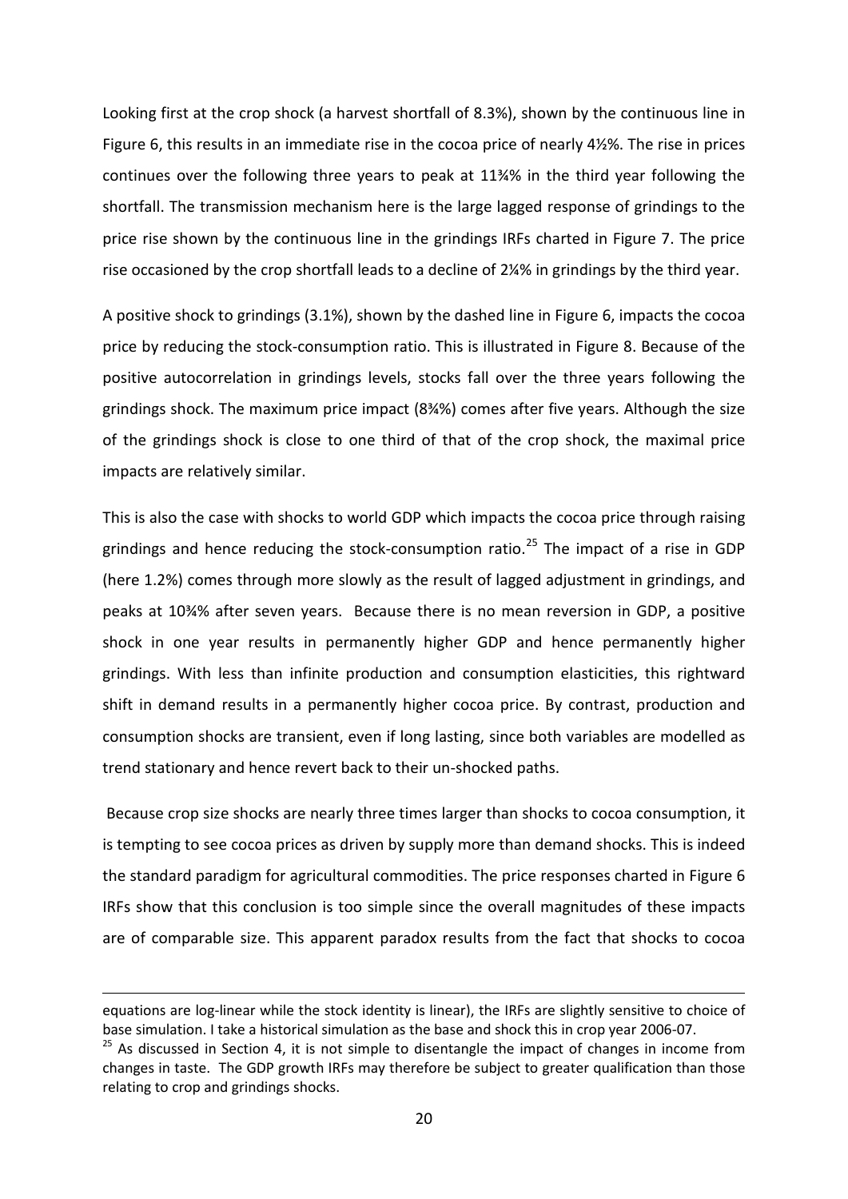Looking first at the crop shock (a harvest shortfall of 8.3%), shown by the continuous line in Figure 6, this results in an immediate rise in the cocoa price of nearly 4½%. The rise in prices continues over the following three years to peak at 11¾% in the third year following the shortfall. The transmission mechanism here is the large lagged response of grindings to the price rise shown by the continuous line in the grindings IRFs charted in Figure 7. The price rise occasioned by the crop shortfall leads to a decline of 2¼% in grindings by the third year.

A positive shock to grindings (3.1%), shown by the dashed line in Figure 6, impacts the cocoa price by reducing the stock-consumption ratio. This is illustrated in Figure 8. Because of the positive autocorrelation in grindings levels, stocks fall over the three years following the grindings shock. The maximum price impact (8¾%) comes after five years. Although the size of the grindings shock is close to one third of that of the crop shock, the maximal price impacts are relatively similar.

This is also the case with shocks to world GDP which impacts the cocoa price through raising grindings and hence reducing the stock-consumption ratio.[25] The impact of a rise in GDP (here 1.2%) comes through more slowly as the result of lagged adjustment in grindings, and peaks at 10¾% after seven years. Because there is no mean reversion in GDP, a positive shock in one year results in permanently higher GDP and hence permanently higher grindings. With less than infinite production and consumption elasticities, this rightward shift in demand results in a permanently higher cocoa price. By contrast, production and consumption shocks are transient, even if long lasting, since both variables are modelled as trend stationary and hence revert back to their un-shocked paths.

Because crop size shocks are nearly three times larger than shocks to cocoa consumption, it is tempting to see cocoa prices as driven by supply more than demand shocks. This is indeed the standard paradigm for agricultural commodities. The price responses charted in Figure 6 IRFs show that this conclusion is too simple since the overall magnitudes of these impacts are of comparable size. This apparent paradox results from the fact that shocks to cocoa

equations are log-linear while the stock identity is linear), the IRFs are slightly sensitive to choice of base simulation. I take a historical simulation as the base and shock this in crop year 2006-07.

[25] As discussed in Section 4, it is not simple to disentangle the impact of changes in income from changes in taste. The GDP growth IRFs may therefore be subject to greater qualification than those relating to crop and grindings shocks.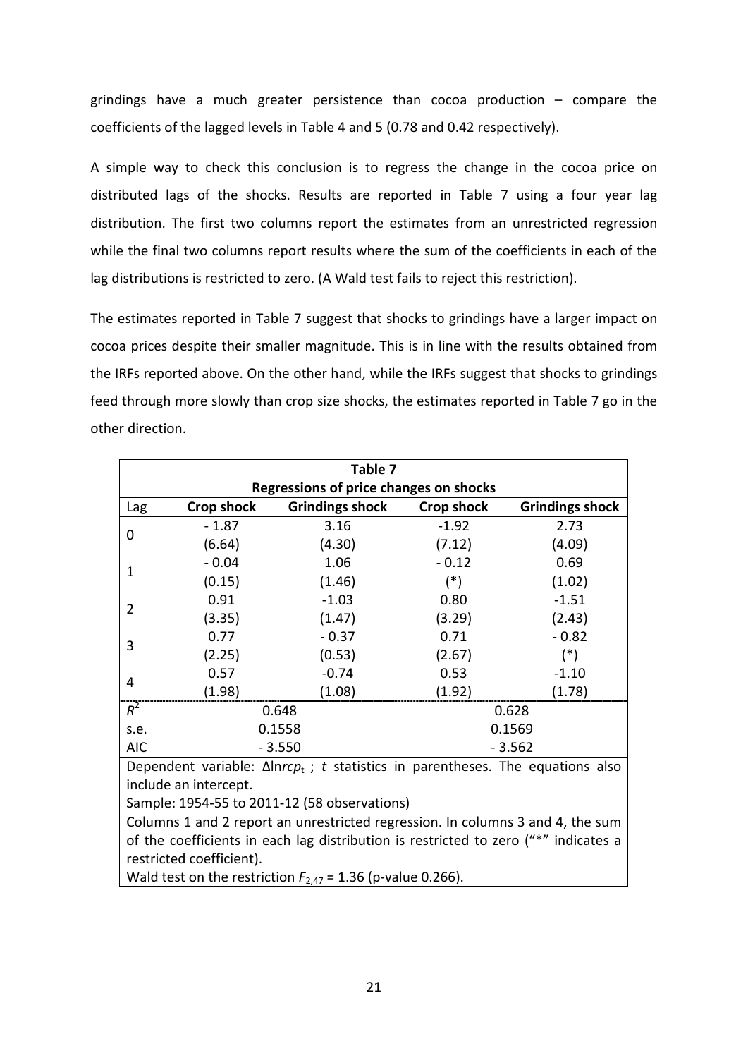grindings have a much greater persistence than cocoa production – compare the coefficients of the lagged levels in Table 4 and 5 (0.78 and 0.42 respectively).

A simple way to check this conclusion is to regress the change in the cocoa price on distributed lags of the shocks. Results are reported in Table 7 using a four year lag distribution. The first two columns report the estimates from an unrestricted regression while the final two columns report results where the sum of the coefficients in each of the lag distributions is restricted to zero. (A Wald test fails to reject this restriction).

The estimates reported in Table 7 suggest that shocks to grindings have a larger impact on cocoa prices despite their smaller magnitude. This is in line with the results obtained from the IRFs reported above. On the other hand, while the IRFs suggest that shocks to grindings feed through more slowly than crop size shocks, the estimates reported in Table 7 go in the other direction.

**Table 7**
**Regressions of price changes on shocks**

| Lag | Crop shock | Grindings shock | Crop shock | Grindings shock |
|---|---|---|---|---|
| 0 | - 1.87 | 3.16 | -1.92 | 2.73 |
| | (6.64) | (4.30) | (7.12) | (4.09) |
| 1 | - 0.04 | 1.06 | - 0.12 | 0.69 |
| | (0.15) | (1.46) | (*) | (1.02) |
| 2 | 0.91 | -1.03 | 0.80 | -1.51 |
| | (3.35) | (1.47) | (3.29) | (2.43) |
| 3 | 0.77 | - 0.37 | 0.71 | - 0.82 |
| | (2.25) | (0.53) | (2.67) | (*) |
| 4 | 0.57 | -0.74 | 0.53 | -1.10 |
| | (1.98) | (1.08) | (1.92) | (1.78) |
| $R^2$ | 0.648 | | 0.628 | |
| s.e. | 0.1558 | | 0.1569 | |
| AIC | - 3.550 | | - 3.562 | |

Dependent variable: $\Delta \ln rcp_t$ ; $t$ statistics in parentheses. The equations also include an intercept.
Sample: 1954-55 to 2011-12 (58 observations)
Columns 1 and 2 report an unrestricted regression. In columns 3 and 4, the sum of the coefficients in each lag distribution is restricted to zero ("*" indicates a restricted coefficient).
Wald test on the restriction $F_{2,47} = 1.36$ (p-value 0.266).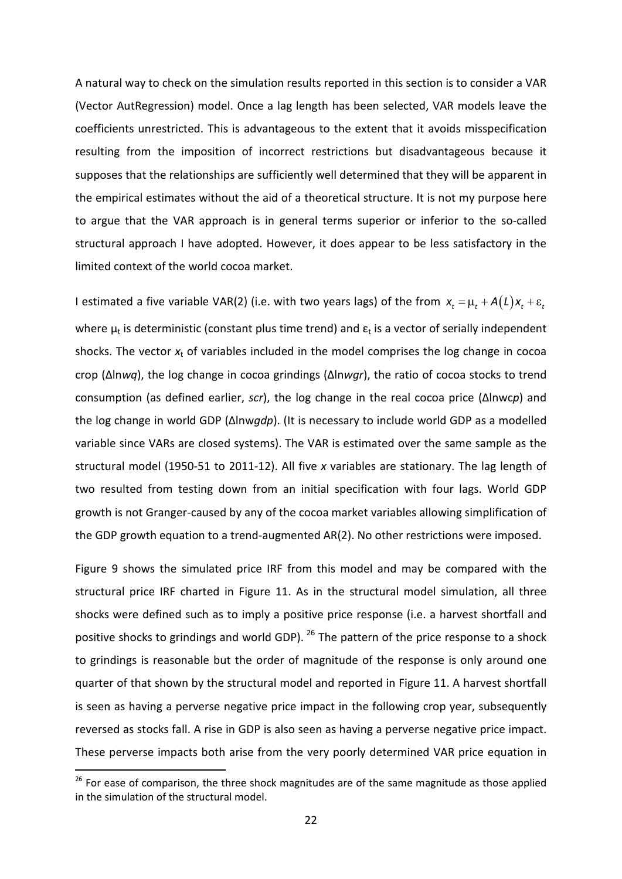A natural way to check on the simulation results reported in this section is to consider a VAR (Vector AutRegression) model. Once a lag length has been selected, VAR models leave the coefficients unrestricted. This is advantageous to the extent that it avoids misspecification resulting from the imposition of incorrect restrictions but disadvantageous because it supposes that the relationships are sufficiently well determined that they will be apparent in the empirical estimates without the aid of a theoretical structure. It is not my purpose here to argue that the VAR approach is in general terms superior or inferior to the so-called structural approach I have adopted. However, it does appear to be less satisfactory in the limited context of the world cocoa market.

I estimated a five variable VAR(2) (i.e. with two years lags) of the from $x_t = \mu_t + A(L)x_t + \varepsilon_t$ where $\mu_t$ is deterministic (constant plus time trend) and $\varepsilon_t$ is a vector of serially independent shocks. The vector $x_t$ of variables included in the model comprises the log change in cocoa crop ($\Delta \ln wq$), the log change in cocoa grindings ($\Delta \ln wgr$), the ratio of cocoa stocks to trend consumption (as defined earlier, *scr*), the log change in the real cocoa price ($\Delta \ln wcp$) and the log change in world GDP ($\Delta \ln wgdp$). (It is necessary to include world GDP as a modelled variable since VARs are closed systems). The VAR is estimated over the same sample as the structural model (1950-51 to 2011-12). All five *x* variables are stationary. The lag length of two resulted from testing down from an initial specification with four lags. World GDP growth is not Granger-caused by any of the cocoa market variables allowing simplification of the GDP growth equation to a trend-augmented AR(2). No other restrictions were imposed.

Figure 9 shows the simulated price IRF from this model and may be compared with the structural price IRF charted in Figure 11. As in the structural model simulation, all three shocks were defined such as to imply a positive price response (i.e. a harvest shortfall and positive shocks to grindings and world GDP). [26] The pattern of the price response to a shock to grindings is reasonable but the order of magnitude of the response is only around one quarter of that shown by the structural model and reported in Figure 11. A harvest shortfall is seen as having a perverse negative price impact in the following crop year, subsequently reversed as stocks fall. A rise in GDP is also seen as having a perverse negative price impact. These perverse impacts both arise from the very poorly determined VAR price equation in

[26] For ease of comparison, the three shock magnitudes are of the same magnitude as those applied in the simulation of the structural model.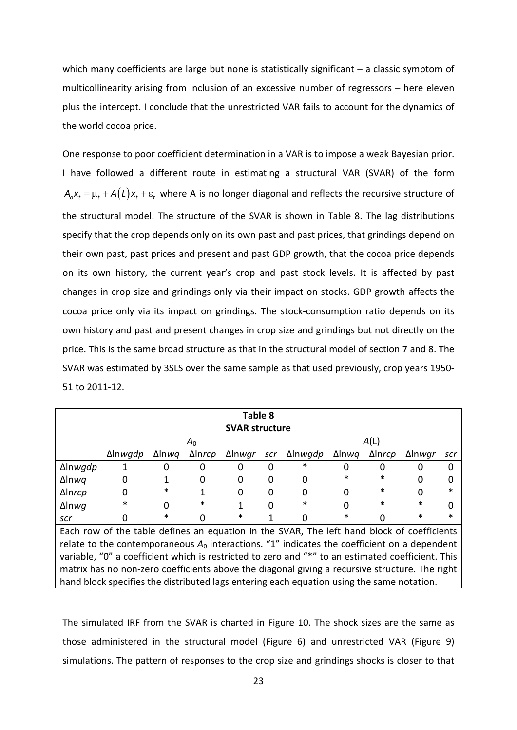which many coefficients are large but none is statistically significant – a classic symptom of multicollinearity arising from inclusion of an excessive number of regressors – here eleven plus the intercept. I conclude that the unrestricted VAR fails to account for the dynamics of the world cocoa price.

One response to poor coefficient determination in a VAR is to impose a weak Bayesian prior. I have followed a different route in estimating a structural VAR (SVAR) of the form $A_o x_t = \mu_t + A(L) x_t + \varepsilon_t$ where A is no longer diagonal and reflects the recursive structure of the structural model. The structure of the SVAR is shown in Table 8. The lag distributions specify that the crop depends only on its own past and past prices, that grindings depend on their own past, past prices and present and past GDP growth, that the cocoa price depends on its own history, the current year's crop and past stock levels. It is affected by past changes in crop size and grindings only via their impact on stocks. GDP growth affects the cocoa price only via its impact on grindings. The stock-consumption ratio depends on its own history and past and present changes in crop size and grindings but not directly on the price. This is the same broad structure as that in the structural model of section 7 and 8. The SVAR was estimated by 3SLS over the same sample as that used previously, crop years 1950-51 to 2011-12.

**Table 8**
**SVAR structure**

| | $A_0$ | | | | | $A(L)$ | | | | |
|---|---|---|---|---|---|---|---|---|---|---|
| | Δln*wgdp* | Δln*wq* | Δln*rcp* | Δln*wgr* | *scr* | Δln*wgdp* | Δln*wq* | Δln*rcp* | Δln*wgr* | *scr* |
| Δln*wgdp* | 1 | 0 | 0 | 0 | 0 | * | 0 | 0 | 0 | 0 |
| Δln*wq* | 0 | 1 | 0 | 0 | 0 | 0 | * | * | 0 | 0 |
| Δln*rcp* | 0 | * | 1 | 0 | 0 | 0 | 0 | * | 0 | * |
| Δln*wg* | * | 0 | * | 1 | 0 | * | 0 | * | * | 0 |
| *scr* | 0 | * | 0 | * | 1 | 0 | * | 0 | * | * |

Each row of the table defines an equation in the SVAR, The left hand block of coefficients relate to the contemporaneous $A_0$ interactions. "1" indicates the coefficient on a dependent variable, "0" a coefficient which is restricted to zero and "*" to an estimated coefficient. This matrix has no non-zero coefficients above the diagonal giving a recursive structure. The right hand block specifies the distributed lags entering each equation using the same notation.

The simulated IRF from the SVAR is charted in Figure 10. The shock sizes are the same as those administered in the structural model (Figure 6) and unrestricted VAR (Figure 9) simulations. The pattern of responses to the crop size and grindings shocks is closer to that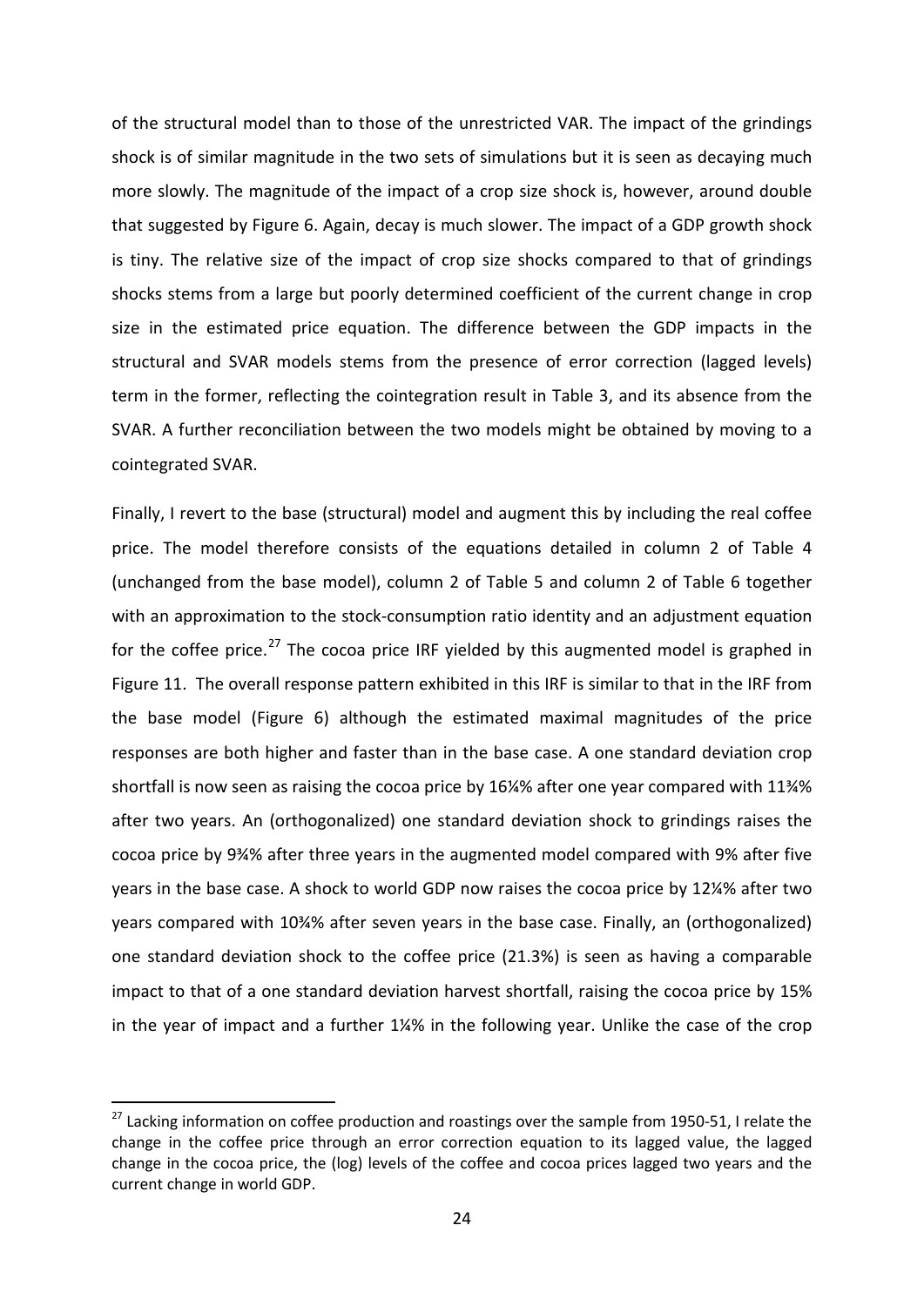of the structural model than to those of the unrestricted VAR. The impact of the grindings shock is of similar magnitude in the two sets of simulations but it is seen as decaying much more slowly. The magnitude of the impact of a crop size shock is, however, around double that suggested by Figure 6. Again, decay is much slower. The impact of a GDP growth shock is tiny. The relative size of the impact of crop size shocks compared to that of grindings shocks stems from a large but poorly determined coefficient of the current change in crop size in the estimated price equation. The difference between the GDP impacts in the structural and SVAR models stems from the presence of error correction (lagged levels) term in the former, reflecting the cointegration result in Table 3, and its absence from the SVAR. A further reconciliation between the two models might be obtained by moving to a cointegrated SVAR.

Finally, I revert to the base (structural) model and augment this by including the real coffee price. The model therefore consists of the equations detailed in column 2 of Table 4 (unchanged from the base model), column 2 of Table 5 and column 2 of Table 6 together with an approximation to the stock-consumption ratio identity and an adjustment equation for the coffee price.[27] The cocoa price IRF yielded by this augmented model is graphed in Figure 11. The overall response pattern exhibited in this IRF is similar to that in the IRF from the base model (Figure 6) although the estimated maximal magnitudes of the price responses are both higher and faster than in the base case. A one standard deviation crop shortfall is now seen as raising the cocoa price by 16¼% after one year compared with 11¾% after two years. An (orthogonalized) one standard deviation shock to grindings raises the cocoa price by 9¾% after three years in the augmented model compared with 9% after five years in the base case. A shock to world GDP now raises the cocoa price by 12¼% after two years compared with 10¾% after seven years in the base case. Finally, an (orthogonalized) one standard deviation shock to the coffee price (21.3%) is seen as having a comparable impact to that of a one standard deviation harvest shortfall, raising the cocoa price by 15% in the year of impact and a further 1¼% in the following year. Unlike the case of the crop

[27] Lacking information on coffee production and roastings over the sample from 1950-51, I relate the change in the coffee price through an error correction equation to its lagged value, the lagged change in the cocoa price, the (log) levels of the coffee and cocoa prices lagged two years and the current change in world GDP.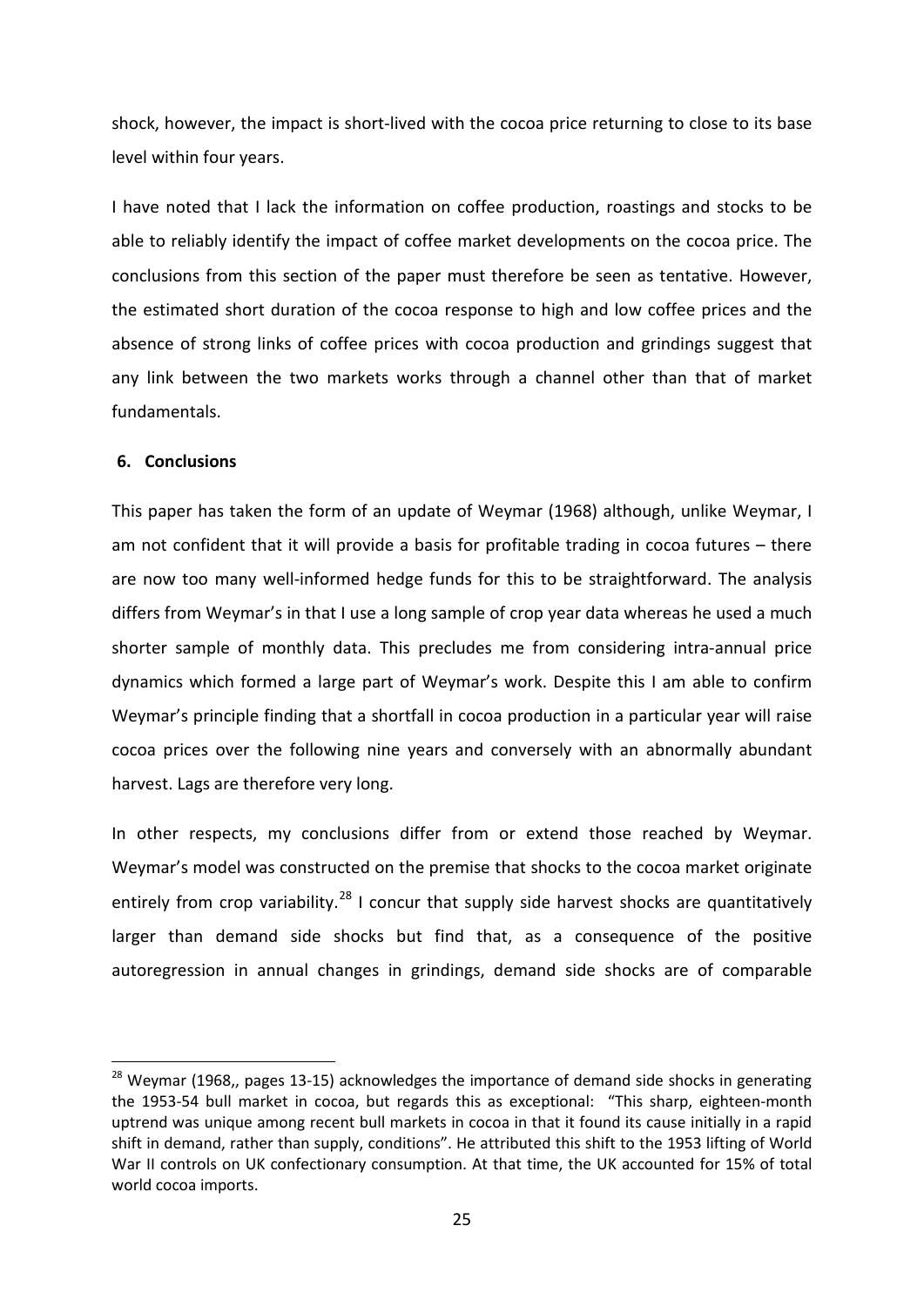shock, however, the impact is short-lived with the cocoa price returning to close to its base level within four years.

I have noted that I lack the information on coffee production, roastings and stocks to be able to reliably identify the impact of coffee market developments on the cocoa price. The conclusions from this section of the paper must therefore be seen as tentative. However, the estimated short duration of the cocoa response to high and low coffee prices and the absence of strong links of coffee prices with cocoa production and grindings suggest that any link between the two markets works through a channel other than that of market fundamentals.

## 6. Conclusions

This paper has taken the form of an update of Weymar (1968) although, unlike Weymar, I am not confident that it will provide a basis for profitable trading in cocoa futures – there are now too many well-informed hedge funds for this to be straightforward. The analysis differs from Weymar's in that I use a long sample of crop year data whereas he used a much shorter sample of monthly data. This precludes me from considering intra-annual price dynamics which formed a large part of Weymar's work. Despite this I am able to confirm Weymar's principle finding that a shortfall in cocoa production in a particular year will raise cocoa prices over the following nine years and conversely with an abnormally abundant harvest. Lags are therefore very long.

In other respects, my conclusions differ from or extend those reached by Weymar. Weymar's model was constructed on the premise that shocks to the cocoa market originate entirely from crop variability.[28] I concur that supply side harvest shocks are quantitatively larger than demand side shocks but find that, as a consequence of the positive autoregression in annual changes in grindings, demand side shocks are of comparable

---

[28] Weymar (1968,, pages 13-15) acknowledges the importance of demand side shocks in generating the 1953-54 bull market in cocoa, but regards this as exceptional: "This sharp, eighteen-month uptrend was unique among recent bull markets in cocoa in that it found its cause initially in a rapid shift in demand, rather than supply, conditions". He attributed this shift to the 1953 lifting of World War II controls on UK confectionary consumption. At that time, the UK accounted for 15% of total world cocoa imports.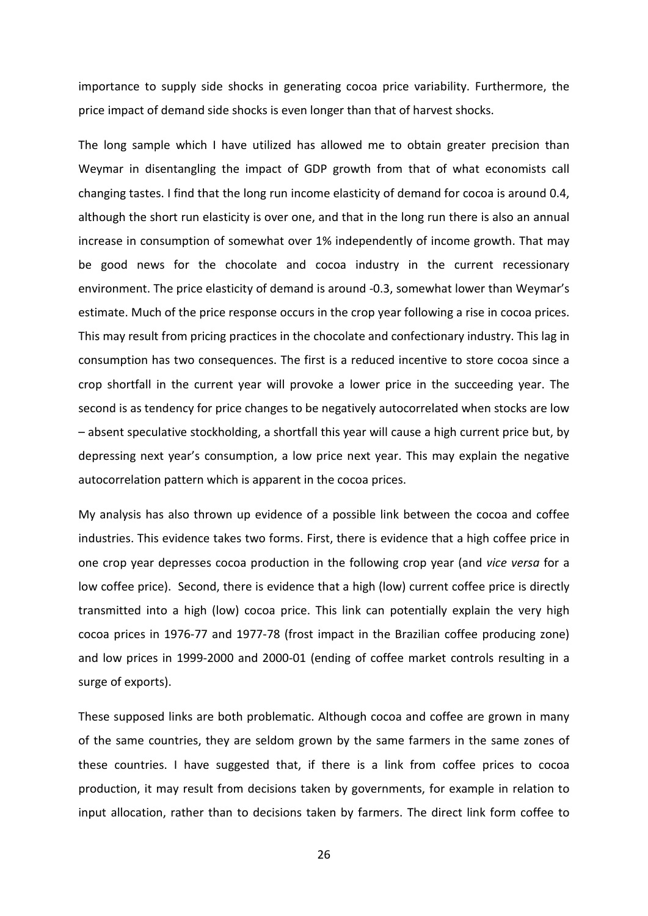importance to supply side shocks in generating cocoa price variability. Furthermore, the price impact of demand side shocks is even longer than that of harvest shocks.

The long sample which I have utilized has allowed me to obtain greater precision than Weymar in disentangling the impact of GDP growth from that of what economists call changing tastes. I find that the long run income elasticity of demand for cocoa is around 0.4, although the short run elasticity is over one, and that in the long run there is also an annual increase in consumption of somewhat over 1% independently of income growth. That may be good news for the chocolate and cocoa industry in the current recessionary environment. The price elasticity of demand is around -0.3, somewhat lower than Weymar's estimate. Much of the price response occurs in the crop year following a rise in cocoa prices. This may result from pricing practices in the chocolate and confectionary industry. This lag in consumption has two consequences. The first is a reduced incentive to store cocoa since a crop shortfall in the current year will provoke a lower price in the succeeding year. The second is as tendency for price changes to be negatively autocorrelated when stocks are low – absent speculative stockholding, a shortfall this year will cause a high current price but, by depressing next year's consumption, a low price next year. This may explain the negative autocorrelation pattern which is apparent in the cocoa prices.

My analysis has also thrown up evidence of a possible link between the cocoa and coffee industries. This evidence takes two forms. First, there is evidence that a high coffee price in one crop year depresses cocoa production in the following crop year (and *vice versa* for a low coffee price). Second, there is evidence that a high (low) current coffee price is directly transmitted into a high (low) cocoa price. This link can potentially explain the very high cocoa prices in 1976-77 and 1977-78 (frost impact in the Brazilian coffee producing zone) and low prices in 1999-2000 and 2000-01 (ending of coffee market controls resulting in a surge of exports).

These supposed links are both problematic. Although cocoa and coffee are grown in many of the same countries, they are seldom grown by the same farmers in the same zones of these countries. I have suggested that, if there is a link from coffee prices to cocoa production, it may result from decisions taken by governments, for example in relation to input allocation, rather than to decisions taken by farmers. The direct link form coffee to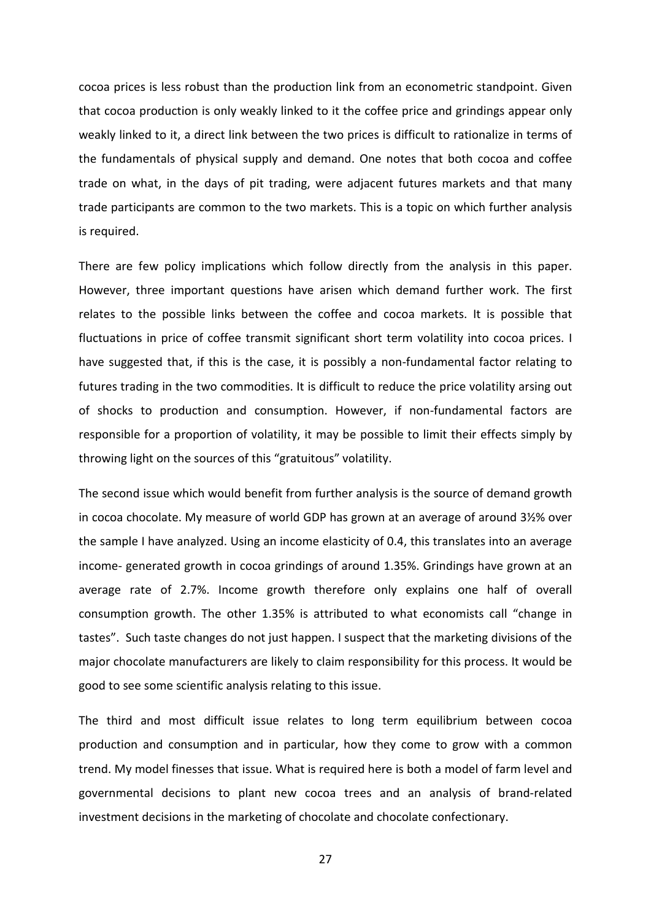cocoa prices is less robust than the production link from an econometric standpoint. Given that cocoa production is only weakly linked to it the coffee price and grindings appear only weakly linked to it, a direct link between the two prices is difficult to rationalize in terms of the fundamentals of physical supply and demand. One notes that both cocoa and coffee trade on what, in the days of pit trading, were adjacent futures markets and that many trade participants are common to the two markets. This is a topic on which further analysis is required.

There are few policy implications which follow directly from the analysis in this paper. However, three important questions have arisen which demand further work. The first relates to the possible links between the coffee and cocoa markets. It is possible that fluctuations in price of coffee transmit significant short term volatility into cocoa prices. I have suggested that, if this is the case, it is possibly a non-fundamental factor relating to futures trading in the two commodities. It is difficult to reduce the price volatility arsing out of shocks to production and consumption. However, if non-fundamental factors are responsible for a proportion of volatility, it may be possible to limit their effects simply by throwing light on the sources of this "gratuitous" volatility.

The second issue which would benefit from further analysis is the source of demand growth in cocoa chocolate. My measure of world GDP has grown at an average of around 3½% over the sample I have analyzed. Using an income elasticity of 0.4, this translates into an average income- generated growth in cocoa grindings of around 1.35%. Grindings have grown at an average rate of 2.7%. Income growth therefore only explains one half of overall consumption growth. The other 1.35% is attributed to what economists call "change in tastes". Such taste changes do not just happen. I suspect that the marketing divisions of the major chocolate manufacturers are likely to claim responsibility for this process. It would be good to see some scientific analysis relating to this issue.

The third and most difficult issue relates to long term equilibrium between cocoa production and consumption and in particular, how they come to grow with a common trend. My model finesses that issue. What is required here is both a model of farm level and governmental decisions to plant new cocoa trees and an analysis of brand-related investment decisions in the marketing of chocolate and chocolate confectionary.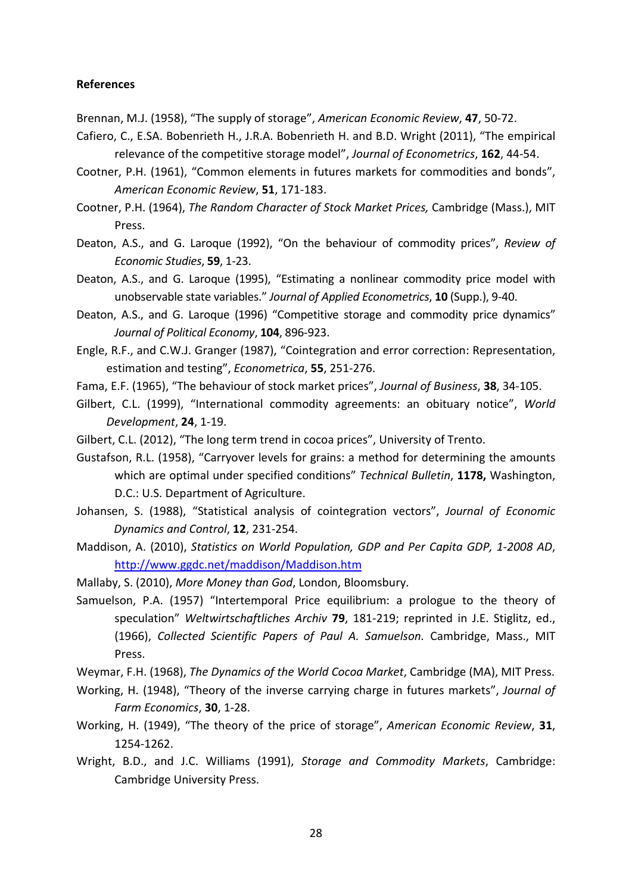**References**

Brennan, M.J. (1958), "The supply of storage", *American Economic Review*, **47**, 50-72.

Cafiero, C., E.SA. Bobenrieth H., J.R.A. Bobenrieth H. and B.D. Wright (2011), "The empirical relevance of the competitive storage model", *Journal of Econometrics*, **162**, 44-54.

Cootner, P.H. (1961), "Common elements in futures markets for commodities and bonds", *American Economic Review*, **51**, 171-183.

Cootner, P.H. (1964), *The Random Character of Stock Market Prices,* Cambridge (Mass.), MIT Press.

Deaton, A.S., and G. Laroque (1992), "On the behaviour of commodity prices", *Review of Economic Studies*, **59**, 1-23.

Deaton, A.S., and G. Laroque (1995), "Estimating a nonlinear commodity price model with unobservable state variables." *Journal of Applied Econometrics*, **10** (Supp.), 9-40.

Deaton, A.S., and G. Laroque (1996) "Competitive storage and commodity price dynamics" *Journal of Political Economy*, **104**, 896-923.

Engle, R.F., and C.W.J. Granger (1987), "Cointegration and error correction: Representation, estimation and testing", *Econometrica*, **55**, 251-276.

Fama, E.F. (1965), "The behaviour of stock market prices", *Journal of Business*, **38**, 34-105.

Gilbert, C.L. (1999), "International commodity agreements: an obituary notice", *World Development*, **24**, 1-19.

Gilbert, C.L. (2012), "The long term trend in cocoa prices", University of Trento.

Gustafson, R.L. (1958), "Carryover levels for grains: a method for determining the amounts which are optimal under specified conditions" *Technical Bulletin*, **1178,** Washington, D.C.: U.S. Department of Agriculture.

Johansen, S. (1988), "Statistical analysis of cointegration vectors", *Journal of Economic Dynamics and Control*, **12**, 231-254.

Maddison, A. (2010), *Statistics on World Population, GDP and Per Capita GDP, 1-2008 AD*, http://www.ggdc.net/maddison/Maddison.htm

Mallaby, S. (2010), *More Money than God*, London, Bloomsbury.

Samuelson, P.A. (1957) "Intertemporal Price equilibrium: a prologue to the theory of speculation" *Weltwirtschaftliches Archiv* **79**, 181-219; reprinted in J.E. Stiglitz, ed., (1966), *Collected Scientific Papers of Paul A. Samuelson*. Cambridge, Mass., MIT Press.

Weymar, F.H. (1968), *The Dynamics of the World Cocoa Market*, Cambridge (MA), MIT Press.

Working, H. (1948), "Theory of the inverse carrying charge in futures markets", *Journal of Farm Economics*, **30**, 1-28.

Working, H. (1949), "The theory of the price of storage", *American Economic Review*, **31**, 1254-1262.

Wright, B.D., and J.C. Williams (1991), *Storage and Commodity Markets*, Cambridge: Cambridge University Press.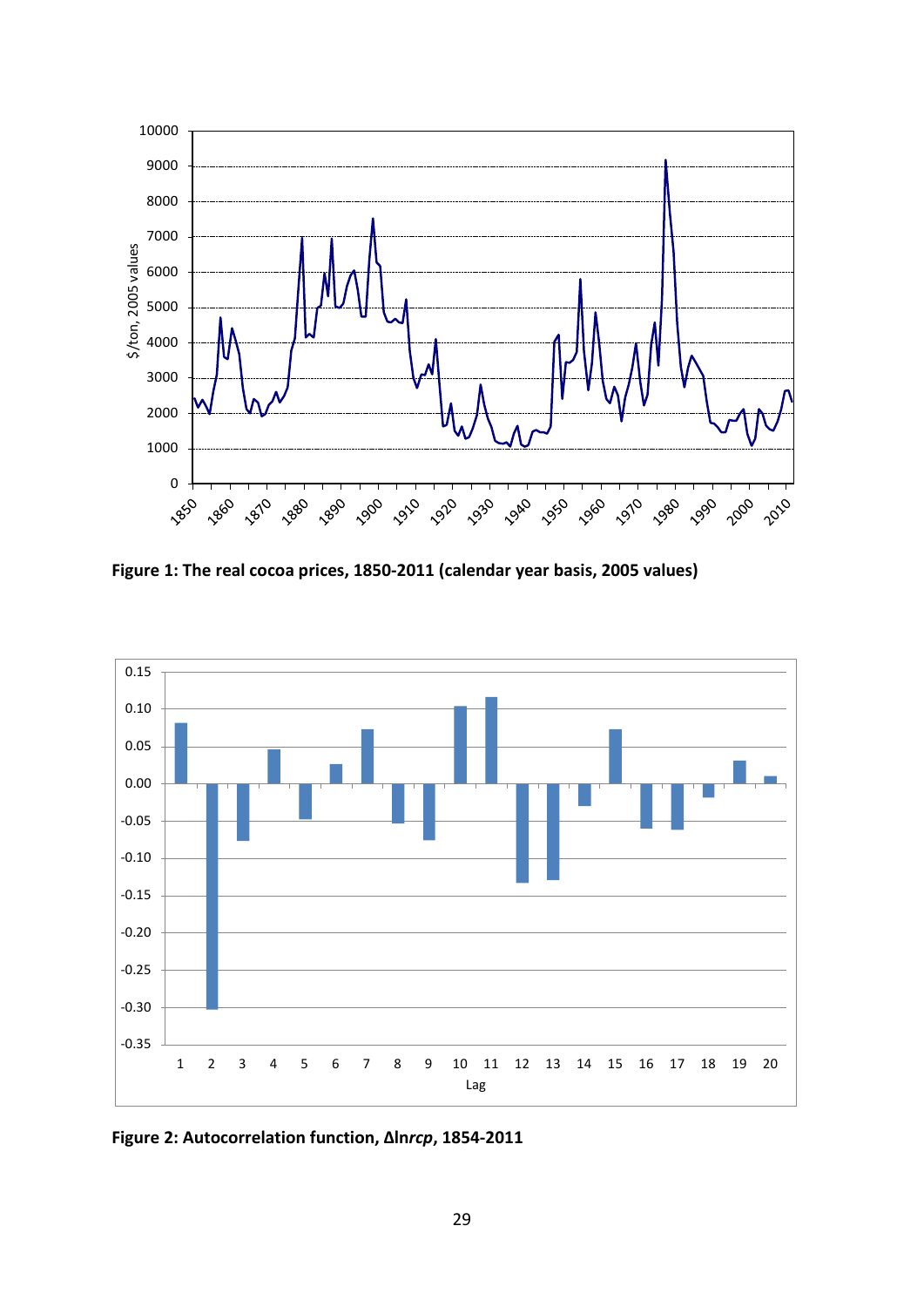**Figure 1: The real cocoa prices, 1850-2011 (calendar year basis, 2005 values)**

**Figure 2: Autocorrelation function, Δln*rcp*, 1854-2011**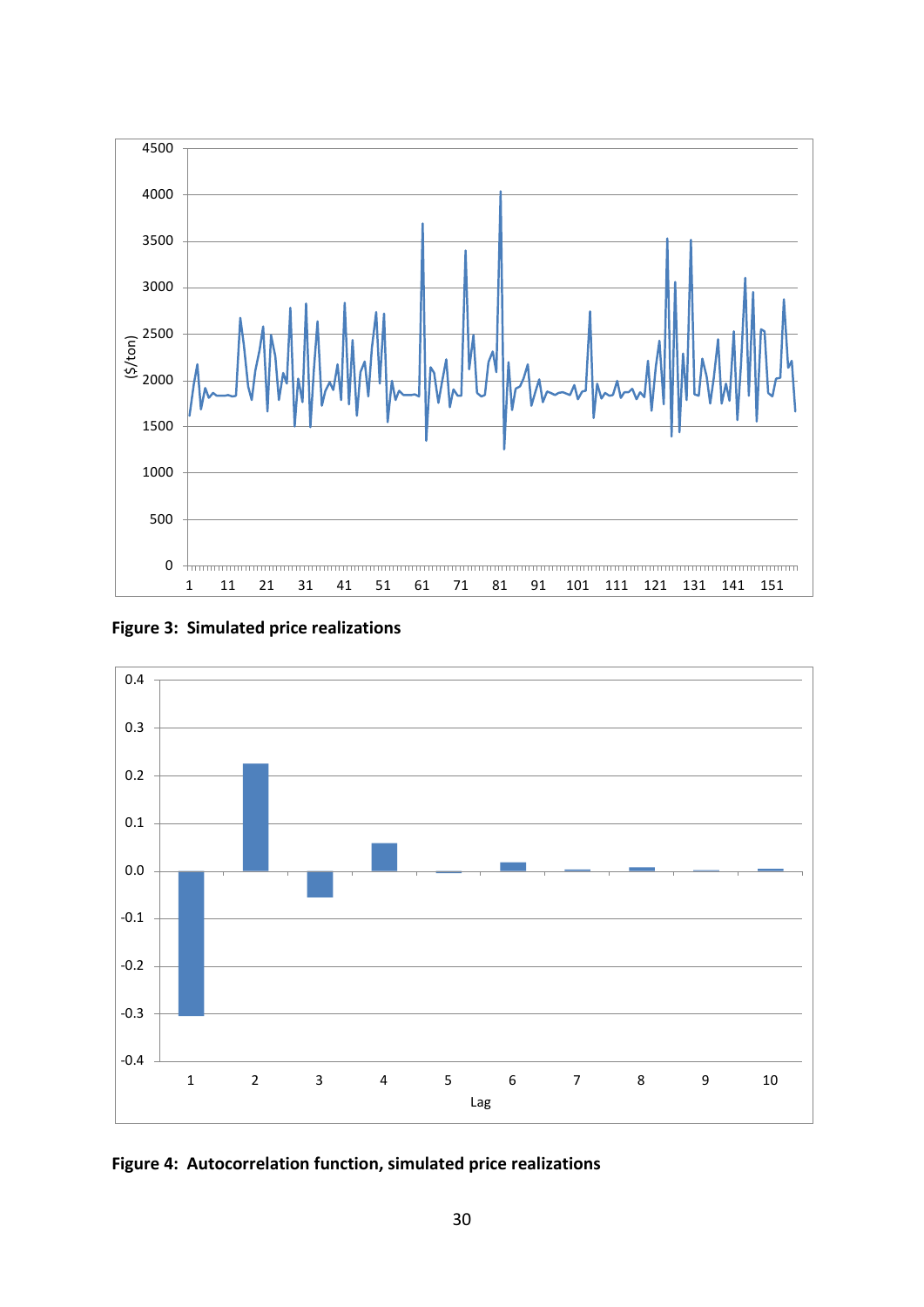**Figure 3: Simulated price realizations**

**Figure 4: Autocorrelation function, simulated price realizations**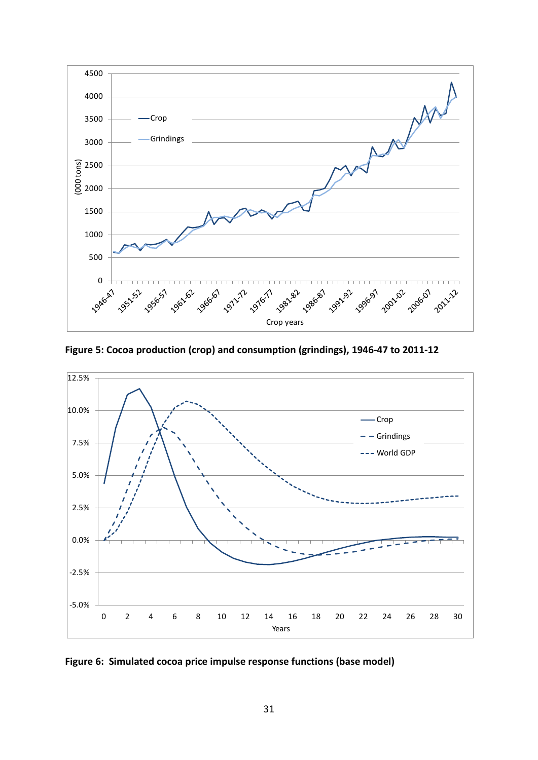**Figure 5: Cocoa production (crop) and consumption (grindings), 1946-47 to 2011-12**

**Figure 6: Simulated cocoa price impulse response functions (base model)**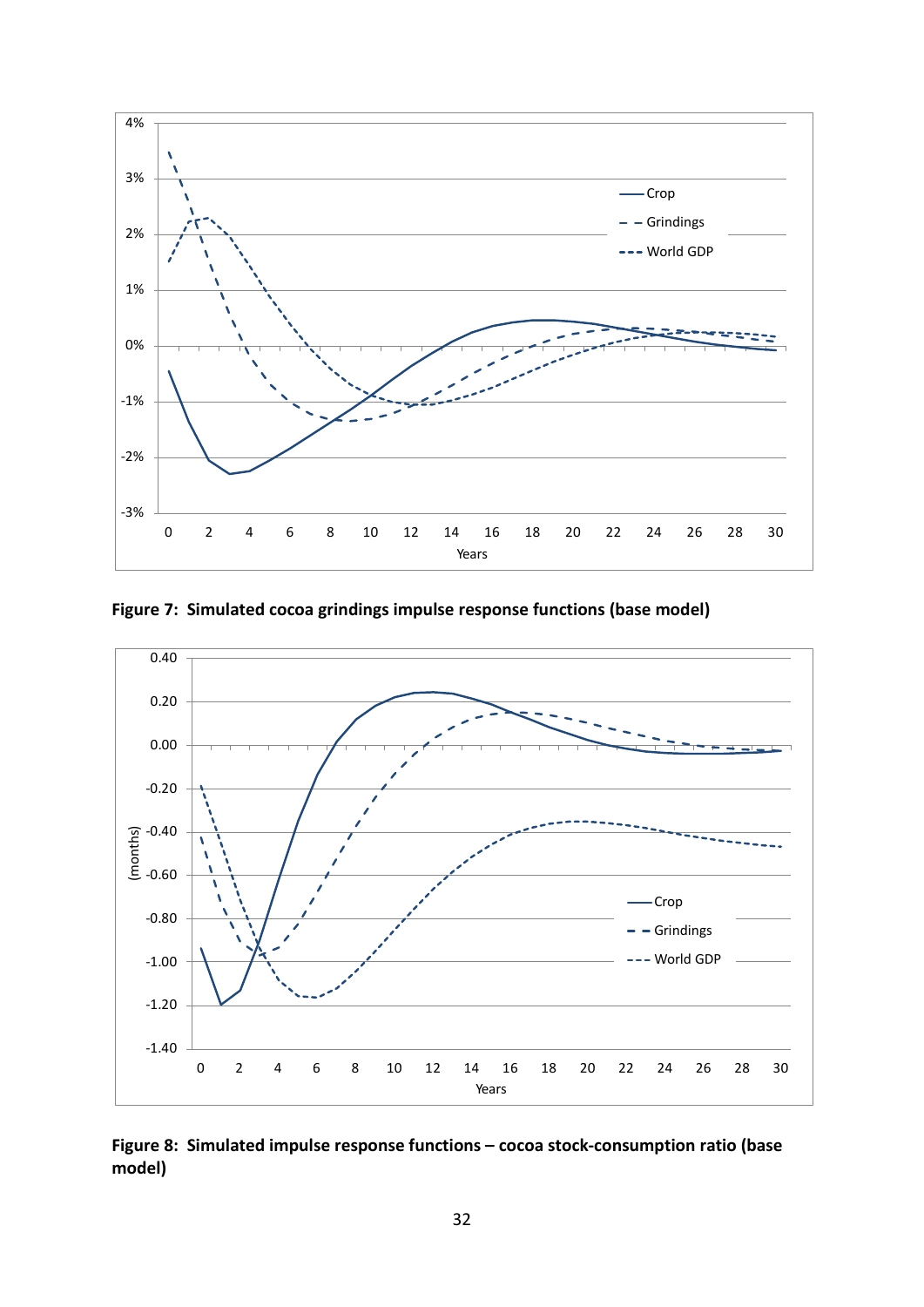**Figure 7: Simulated cocoa grindings impulse response functions (base model)**

**Figure 8: Simulated impulse response functions – cocoa stock-consumption ratio (base model)**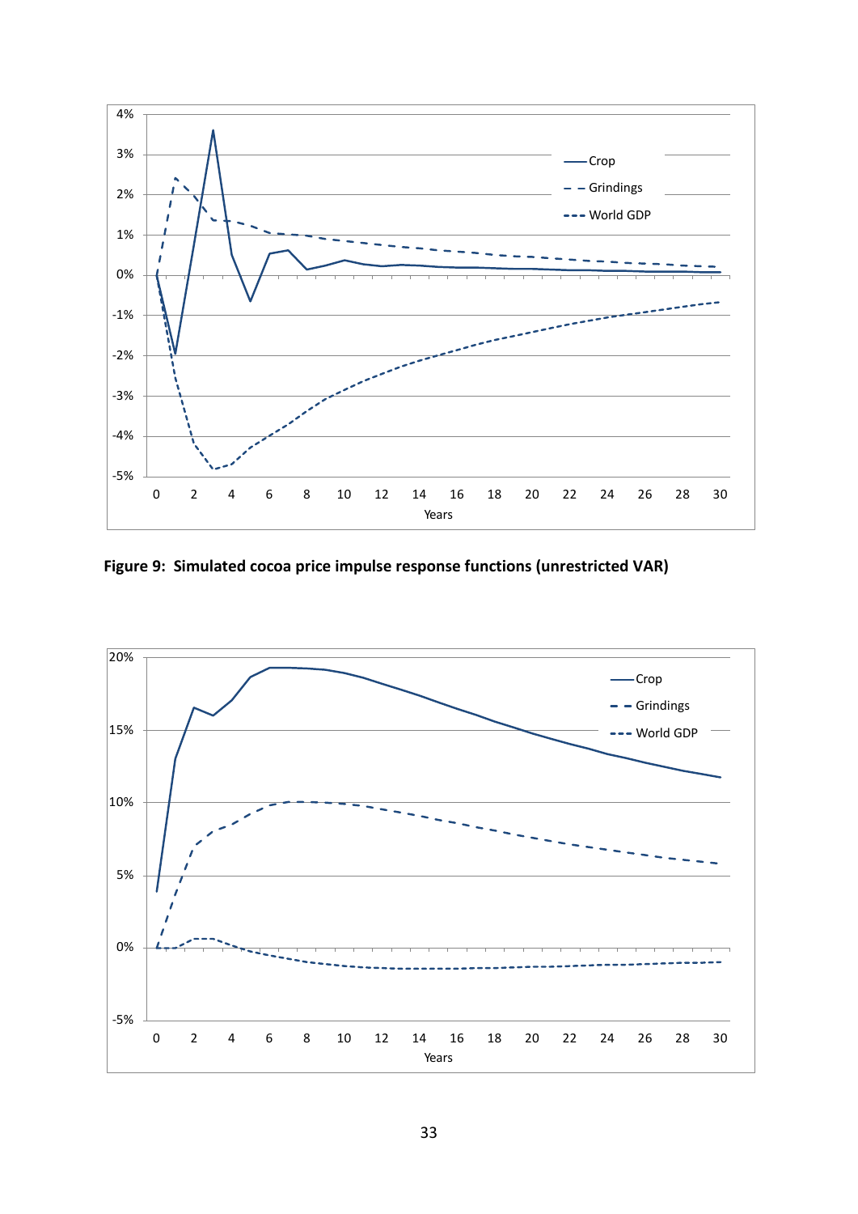**Figure 9: Simulated cocoa price impulse response functions (unrestricted VAR)**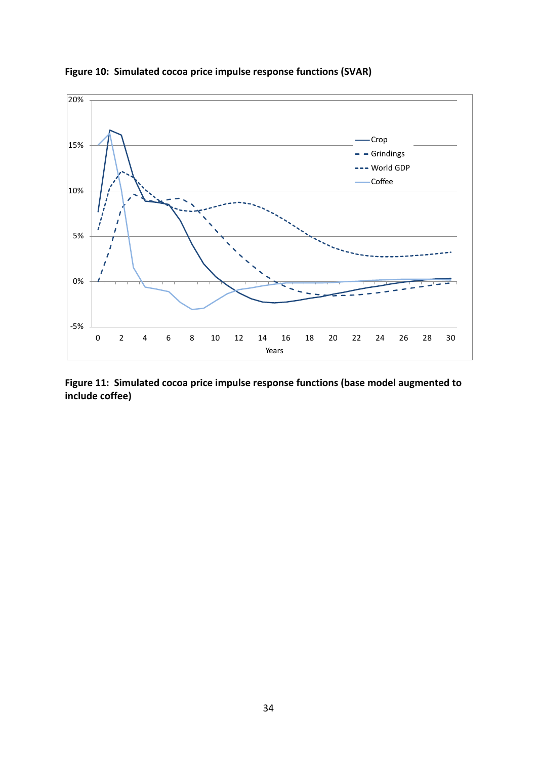**Figure 10: Simulated cocoa price impulse response functions (SVAR)**

20%
15%
10%
5%
0%
-5%

0 2 4 6 8 10 12 14 16 18 20 22 24 26 28 30

Years

Crop
Grindings
World GDP
Coffee

**Figure 11: Simulated cocoa price impulse response functions (base model augmented to include coffee)**